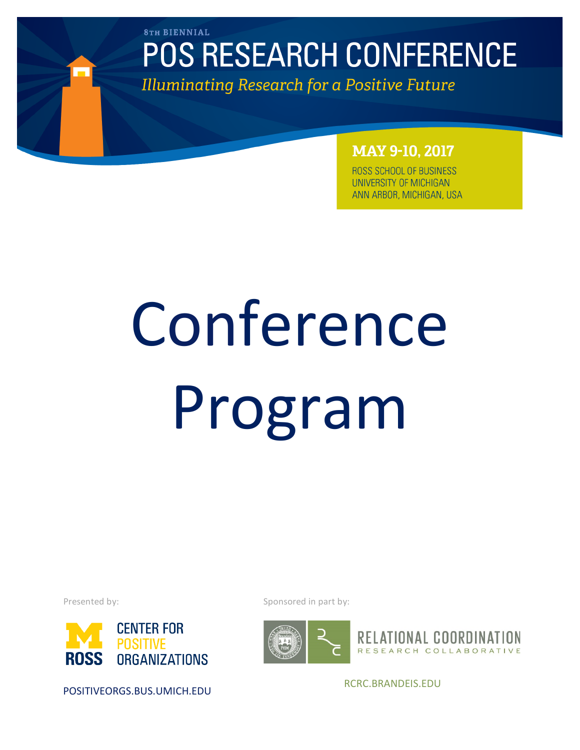8TH BIENNIAL

# POS RESEARCH CONFERENCE

*Illuminating Research for a Positive Future*

**MAY 9-10, 2017**

ROSS SCHOOL OF BUSINESS
UNIVERSITY OF MICHIGAN
ANN ARBOR, MICHIGAN, USA

# Conference Program

Presented by:

ROSS CENTER FOR POSITIVE ORGANIZATIONS

POSITIVEORGS.BUS.UMICH.EDU

Sponsored in part by:

RELATIONAL COORDINATION RESEARCH COLLABORATIVE

RCRC.BRANDEIS.EDU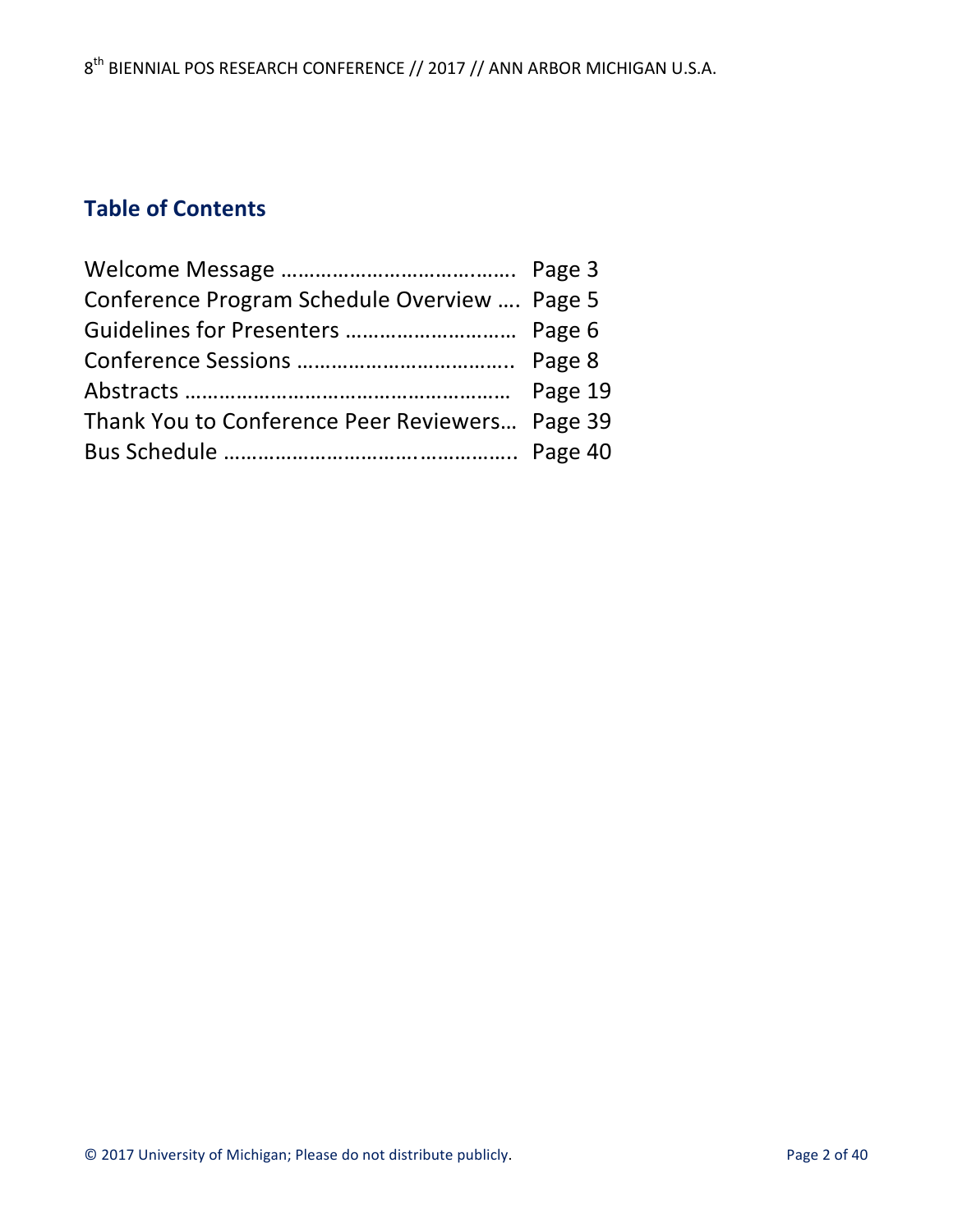## Table of Contents

| | |
|---|---|
| Welcome Message ………………………….……. | Page 3 |
| Conference Program Schedule Overview …. | Page 5 |
| Guidelines for Presenters ……………………… | Page 6 |
| Conference Sessions ……………………………. | Page 8 |
| Abstracts ……………………………………………… | Page 19 |
| Thank You to Conference Peer Reviewers… | Page 39 |
| Bus Schedule ………………………….…………….. | Page 40 |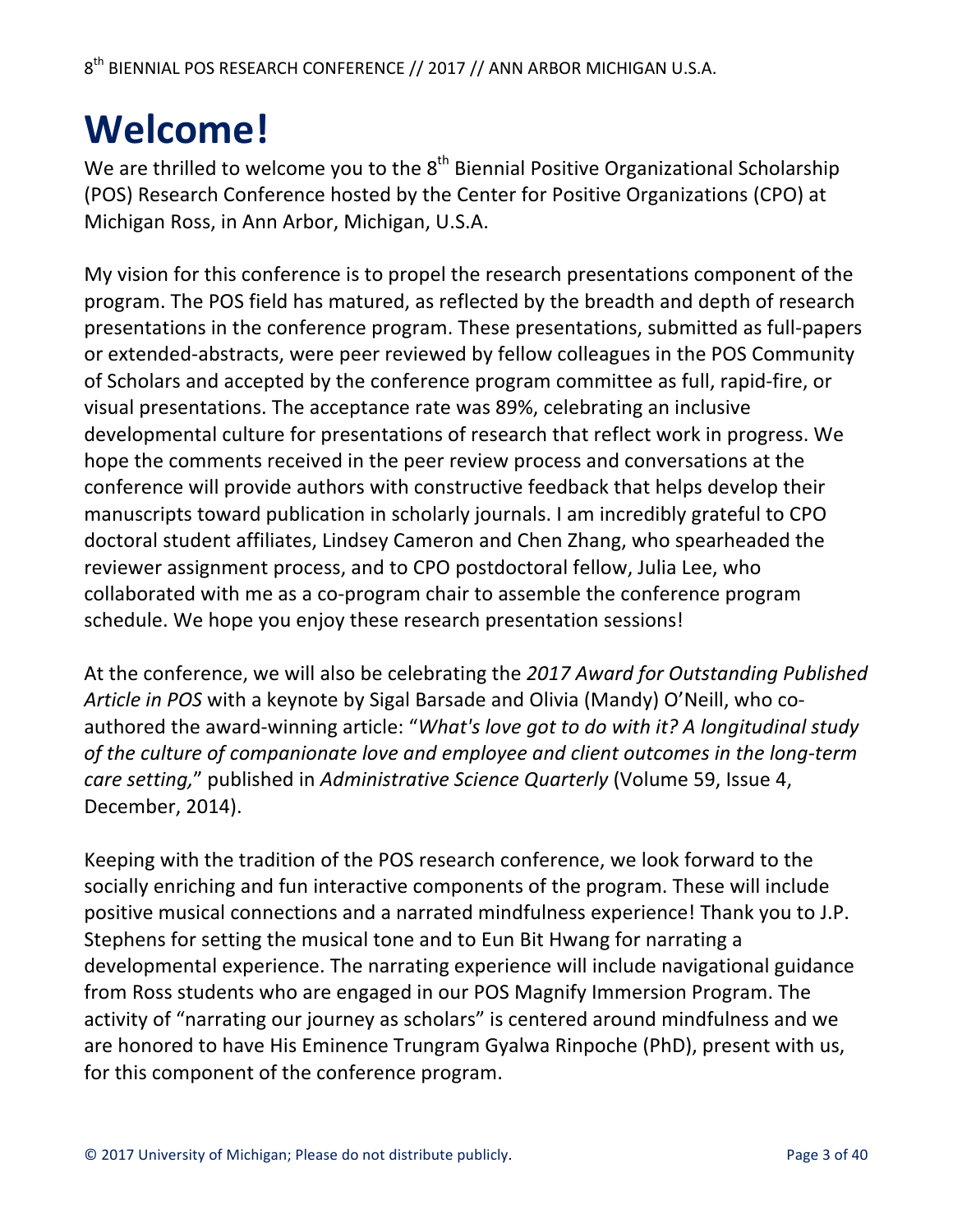# Welcome!

We are thrilled to welcome you to the 8th Biennial Positive Organizational Scholarship (POS) Research Conference hosted by the Center for Positive Organizations (CPO) at Michigan Ross, in Ann Arbor, Michigan, U.S.A.

My vision for this conference is to propel the research presentations component of the program. The POS field has matured, as reflected by the breadth and depth of research presentations in the conference program. These presentations, submitted as full-papers or extended-abstracts, were peer reviewed by fellow colleagues in the POS Community of Scholars and accepted by the conference program committee as full, rapid-fire, or visual presentations. The acceptance rate was 89%, celebrating an inclusive developmental culture for presentations of research that reflect work in progress. We hope the comments received in the peer review process and conversations at the conference will provide authors with constructive feedback that helps develop their manuscripts toward publication in scholarly journals. I am incredibly grateful to CPO doctoral student affiliates, Lindsey Cameron and Chen Zhang, who spearheaded the reviewer assignment process, and to CPO postdoctoral fellow, Julia Lee, who collaborated with me as a co-program chair to assemble the conference program schedule. We hope you enjoy these research presentation sessions!

At the conference, we will also be celebrating the *2017 Award for Outstanding Published Article in POS* with a keynote by Sigal Barsade and Olivia (Mandy) O'Neill, who co-authored the award-winning article: "*What's love got to do with it? A longitudinal study of the culture of companionate love and employee and client outcomes in the long-term care setting,*" published in *Administrative Science Quarterly* (Volume 59, Issue 4, December, 2014).

Keeping with the tradition of the POS research conference, we look forward to the socially enriching and fun interactive components of the program. These will include positive musical connections and a narrated mindfulness experience! Thank you to J.P. Stephens for setting the musical tone and to Eun Bit Hwang for narrating a developmental experience. The narrating experience will include navigational guidance from Ross students who are engaged in our POS Magnify Immersion Program. The activity of "narrating our journey as scholars" is centered around mindfulness and we are honored to have His Eminence Trungram Gyalwa Rinpoche (PhD), present with us, for this component of the conference program.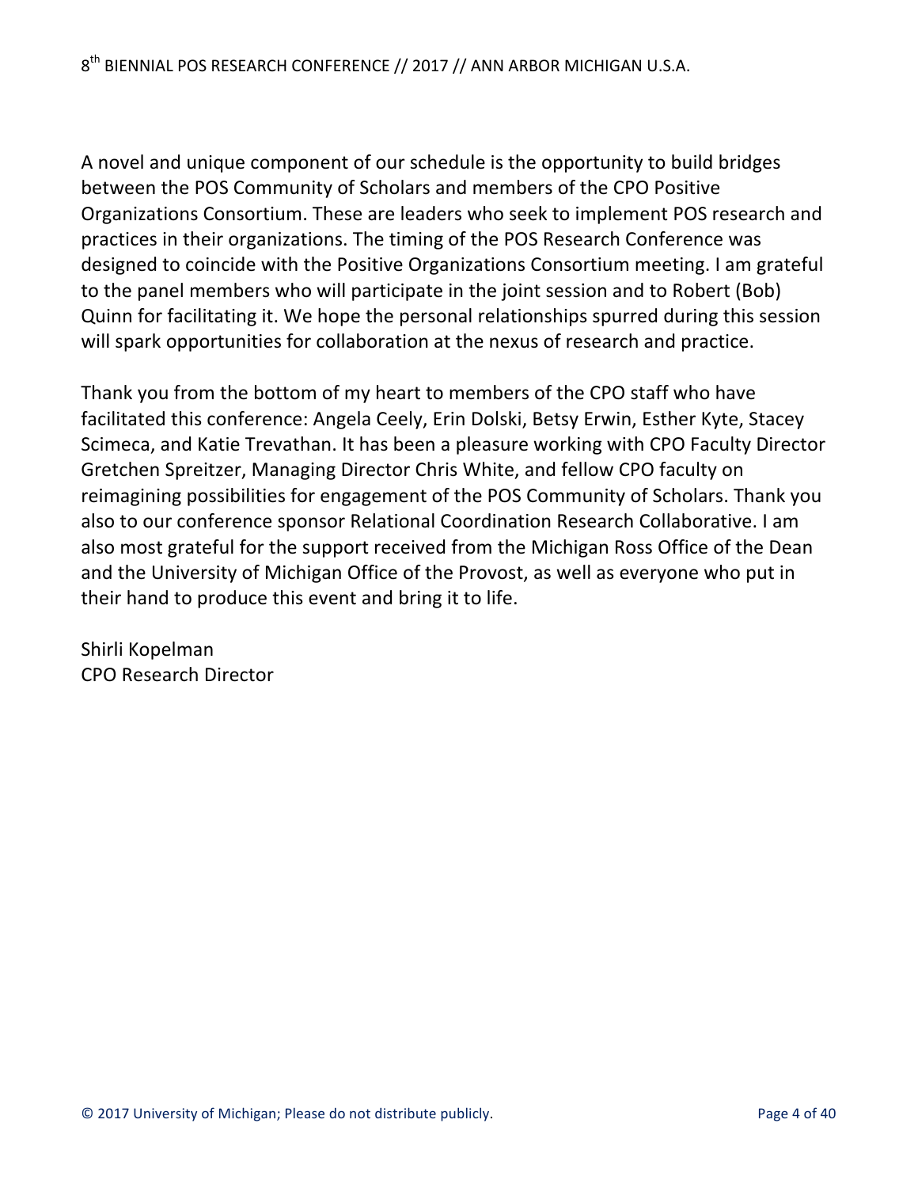A novel and unique component of our schedule is the opportunity to build bridges between the POS Community of Scholars and members of the CPO Positive Organizations Consortium. These are leaders who seek to implement POS research and practices in their organizations. The timing of the POS Research Conference was designed to coincide with the Positive Organizations Consortium meeting. I am grateful to the panel members who will participate in the joint session and to Robert (Bob) Quinn for facilitating it. We hope the personal relationships spurred during this session will spark opportunities for collaboration at the nexus of research and practice.

Thank you from the bottom of my heart to members of the CPO staff who have facilitated this conference: Angela Ceely, Erin Dolski, Betsy Erwin, Esther Kyte, Stacey Scimeca, and Katie Trevathan. It has been a pleasure working with CPO Faculty Director Gretchen Spreitzer, Managing Director Chris White, and fellow CPO faculty on reimagining possibilities for engagement of the POS Community of Scholars. Thank you also to our conference sponsor Relational Coordination Research Collaborative. I am also most grateful for the support received from the Michigan Ross Office of the Dean and the University of Michigan Office of the Provost, as well as everyone who put in their hand to produce this event and bring it to life.

Shirli Kopelman
CPO Research Director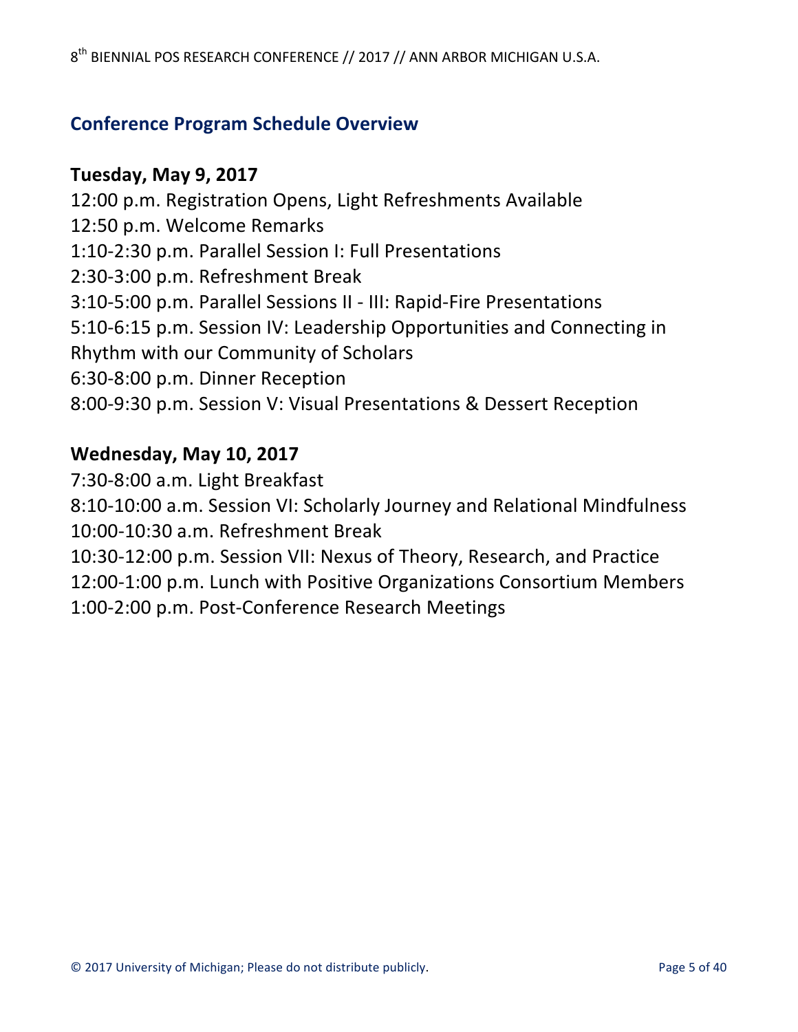## Conference Program Schedule Overview

**Tuesday, May 9, 2017**

12:00 p.m. Registration Opens, Light Refreshments Available
12:50 p.m. Welcome Remarks
1:10-2:30 p.m. Parallel Session I: Full Presentations
2:30-3:00 p.m. Refreshment Break
3:10-5:00 p.m. Parallel Sessions II - III: Rapid-Fire Presentations
5:10-6:15 p.m. Session IV: Leadership Opportunities and Connecting in Rhythm with our Community of Scholars
6:30-8:00 p.m. Dinner Reception
8:00-9:30 p.m. Session V: Visual Presentations & Dessert Reception

**Wednesday, May 10, 2017**

7:30-8:00 a.m. Light Breakfast
8:10-10:00 a.m. Session VI: Scholarly Journey and Relational Mindfulness
10:00-10:30 a.m. Refreshment Break
10:30-12:00 p.m. Session VII: Nexus of Theory, Research, and Practice
12:00-1:00 p.m. Lunch with Positive Organizations Consortium Members
1:00-2:00 p.m. Post-Conference Research Meetings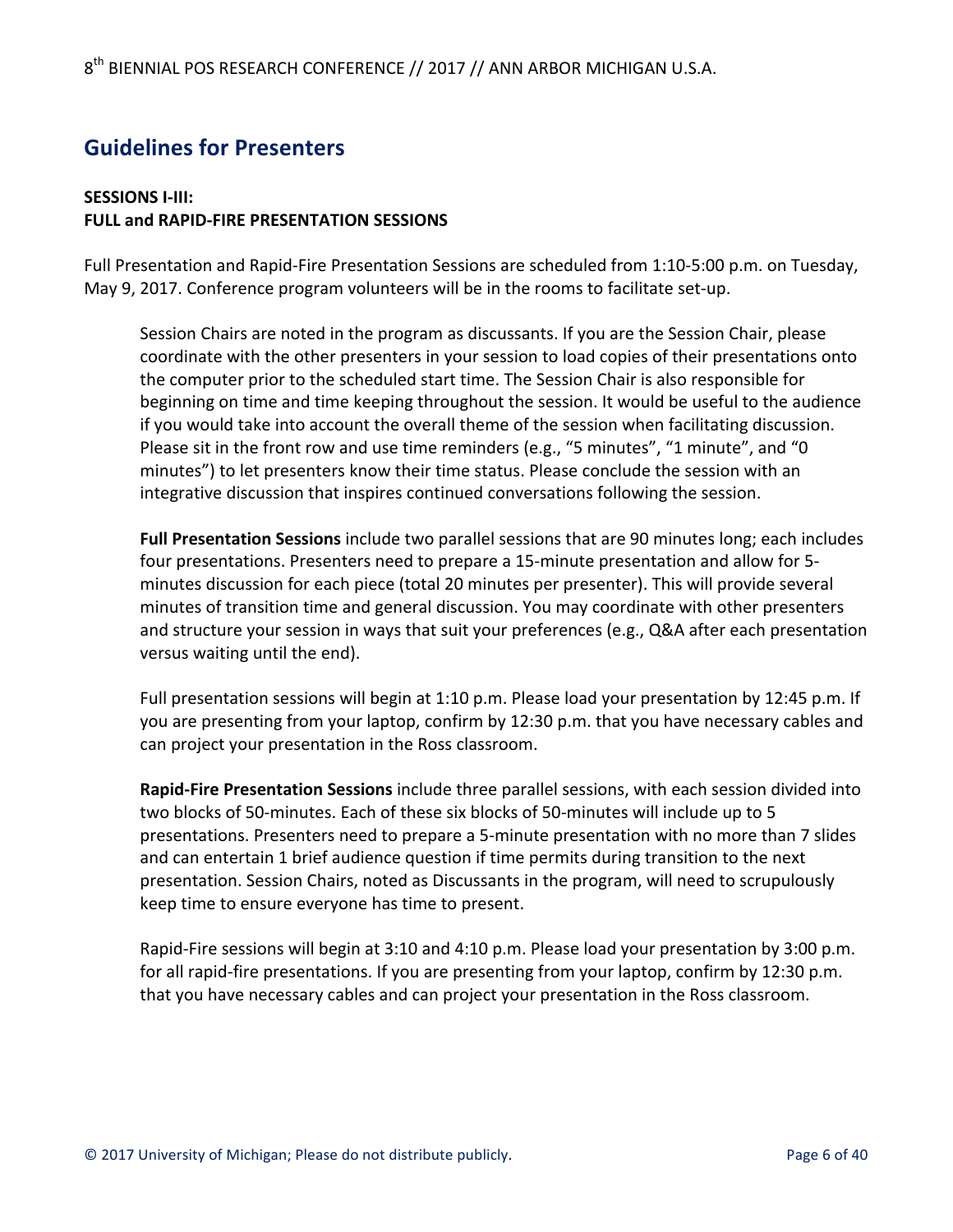## Guidelines for Presenters

**SESSIONS I-III:**
**FULL and RAPID-FIRE PRESENTATION SESSIONS**

Full Presentation and Rapid-Fire Presentation Sessions are scheduled from 1:10-5:00 p.m. on Tuesday, May 9, 2017. Conference program volunteers will be in the rooms to facilitate set-up.

Session Chairs are noted in the program as discussants. If you are the Session Chair, please coordinate with the other presenters in your session to load copies of their presentations onto the computer prior to the scheduled start time. The Session Chair is also responsible for beginning on time and time keeping throughout the session. It would be useful to the audience if you would take into account the overall theme of the session when facilitating discussion. Please sit in the front row and use time reminders (e.g., "5 minutes", "1 minute", and "0 minutes") to let presenters know their time status. Please conclude the session with an integrative discussion that inspires continued conversations following the session.

**Full Presentation Sessions** include two parallel sessions that are 90 minutes long; each includes four presentations. Presenters need to prepare a 15-minute presentation and allow for 5-minutes discussion for each piece (total 20 minutes per presenter). This will provide several minutes of transition time and general discussion. You may coordinate with other presenters and structure your session in ways that suit your preferences (e.g., Q&A after each presentation versus waiting until the end).

Full presentation sessions will begin at 1:10 p.m. Please load your presentation by 12:45 p.m. If you are presenting from your laptop, confirm by 12:30 p.m. that you have necessary cables and can project your presentation in the Ross classroom.

**Rapid-Fire Presentation Sessions** include three parallel sessions, with each session divided into two blocks of 50-minutes. Each of these six blocks of 50-minutes will include up to 5 presentations. Presenters need to prepare a 5-minute presentation with no more than 7 slides and can entertain 1 brief audience question if time permits during transition to the next presentation. Session Chairs, noted as Discussants in the program, will need to scrupulously keep time to ensure everyone has time to present.

Rapid-Fire sessions will begin at 3:10 and 4:10 p.m. Please load your presentation by 3:00 p.m. for all rapid-fire presentations. If you are presenting from your laptop, confirm by 12:30 p.m. that you have necessary cables and can project your presentation in the Ross classroom.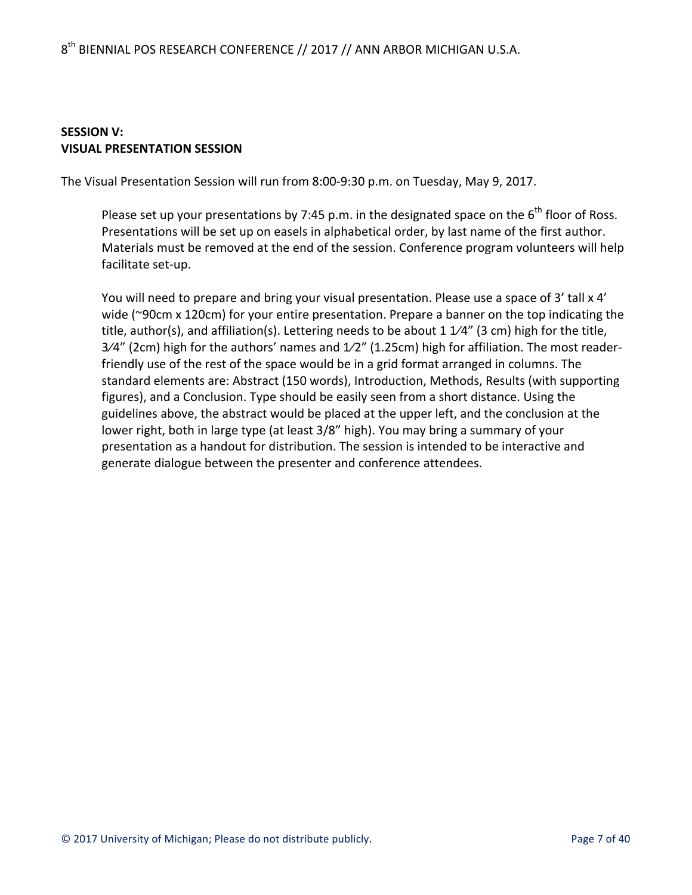## SESSION V:
## VISUAL PRESENTATION SESSION

The Visual Presentation Session will run from 8:00-9:30 p.m. on Tuesday, May 9, 2017.

> Please set up your presentations by 7:45 p.m. in the designated space on the 6th floor of Ross. Presentations will be set up on easels in alphabetical order, by last name of the first author. Materials must be removed at the end of the session. Conference program volunteers will help facilitate set-up.
>
> You will need to prepare and bring your visual presentation. Please use a space of 3' tall x 4' wide (~90cm x 120cm) for your entire presentation. Prepare a banner on the top indicating the title, author(s), and affiliation(s). Lettering needs to be about 1 1⁄4" (3 cm) high for the title, 3⁄4" (2cm) high for the authors' names and 1⁄2" (1.25cm) high for affiliation. The most reader-friendly use of the rest of the space would be in a grid format arranged in columns. The standard elements are: Abstract (150 words), Introduction, Methods, Results (with supporting figures), and a Conclusion. Type should be easily seen from a short distance. Using the guidelines above, the abstract would be placed at the upper left, and the conclusion at the lower right, both in large type (at least 3/8" high). You may bring a summary of your presentation as a handout for distribution. The session is intended to be interactive and generate dialogue between the presenter and conference attendees.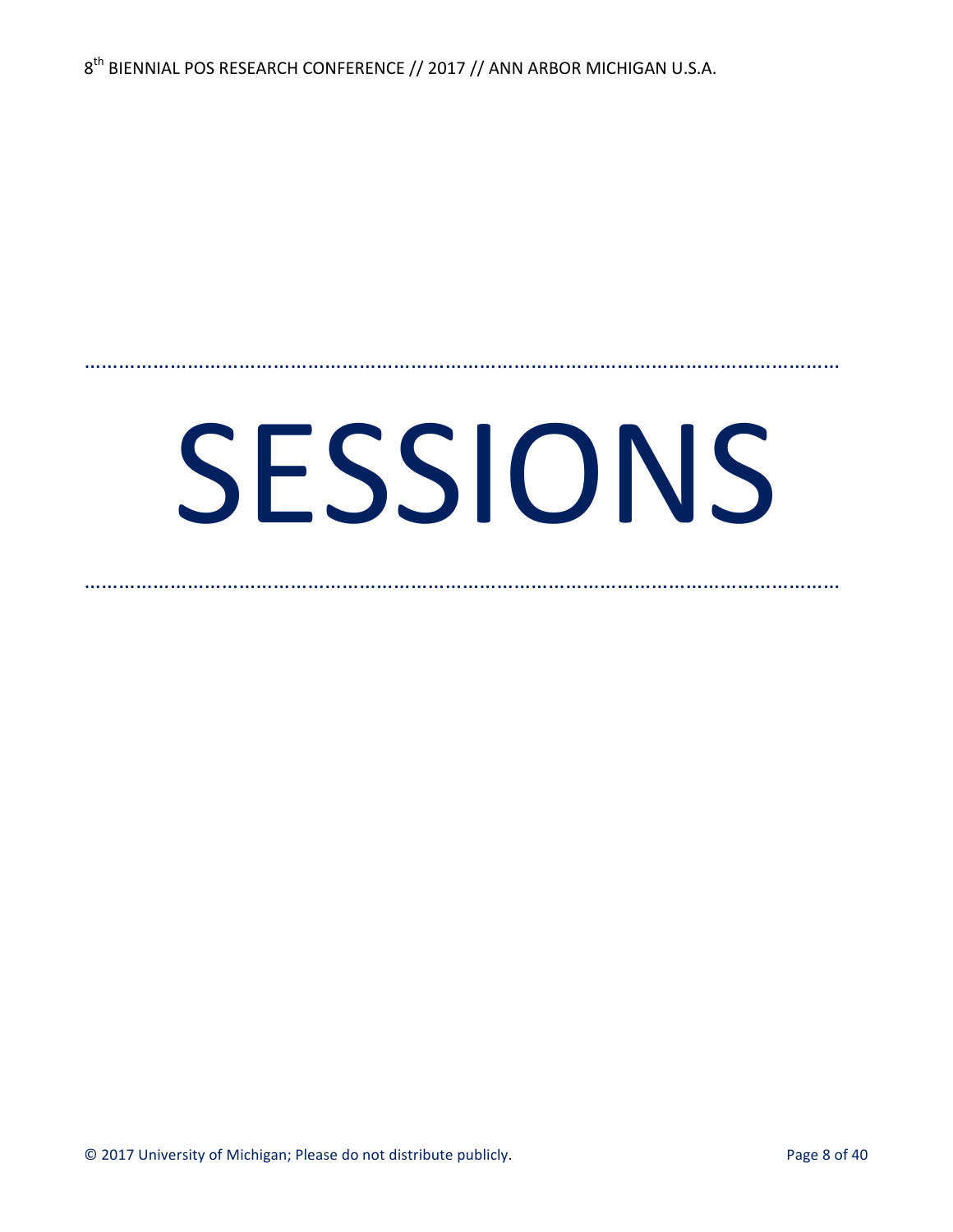# SESSIONS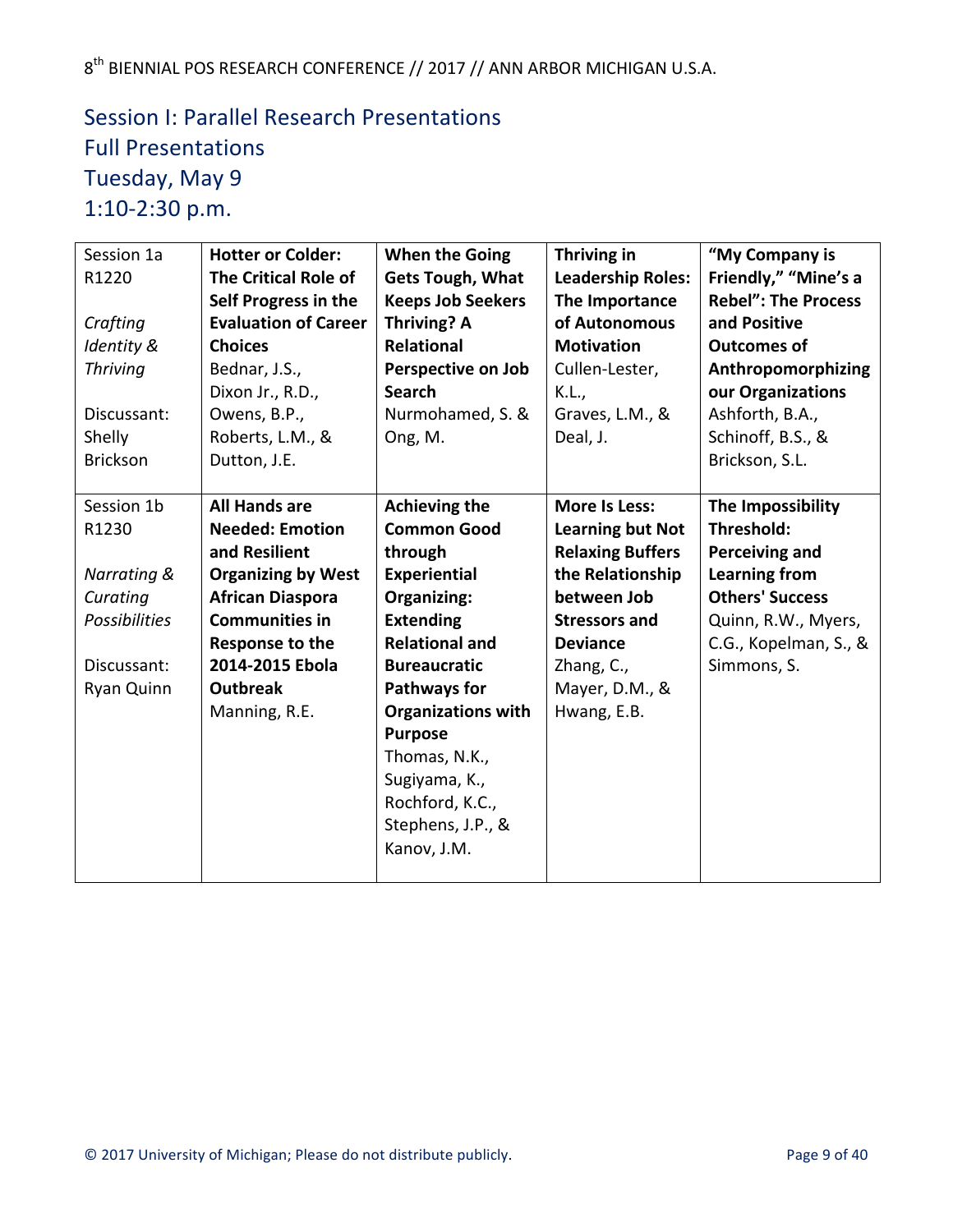## Session I: Parallel Research Presentations
## Full Presentations
## Tuesday, May 9
## 1:10-2:30 p.m.

| | | | | |
|---|---|---|---|---|
| Session 1a R1220 *Crafting Identity & Thriving* Discussant: Shelly Brickson | **Hotter or Colder: The Critical Role of Self Progress in the Evaluation of Career Choices** Bednar, J.S., Dixon Jr., R.D., Owens, B.P., Roberts, L.M., & Dutton, J.E. | **When the Going Gets Tough, What Keeps Job Seekers Thriving? A Relational Perspective on Job Search** Nurmohamed, S. & Ong, M. | **Thriving in Leadership Roles: The Importance of Autonomous Motivation** Cullen-Lester, K.L., Graves, L.M., & Deal, J. | **"My Company is Friendly," "Mine's a Rebel": The Process and Positive Outcomes of Anthropomorphizing our Organizations** Ashforth, B.A., Schinoff, B.S., & Brickson, S.L. |
| Session 1b R1230 *Narrating & Curating Possibilities* Discussant: Ryan Quinn | **All Hands are Needed: Emotion and Resilient Organizing by West African Diaspora Communities in Response to the 2014-2015 Ebola Outbreak** Manning, R.E. | **Achieving the Common Good through Experiential Organizing: Extending Relational and Bureaucratic Pathways for Organizations with Purpose** Thomas, N.K., Sugiyama, K., Rochford, K.C., Stephens, J.P., & Kanov, J.M. | **More Is Less: Learning but Not Relaxing Buffers the Relationship between Job Stressors and Deviance** Zhang, C., Mayer, D.M., & Hwang, E.B. | **The Impossibility Threshold: Perceiving and Learning from Others' Success** Quinn, R.W., Myers, C.G., Kopelman, S., & Simmons, S. |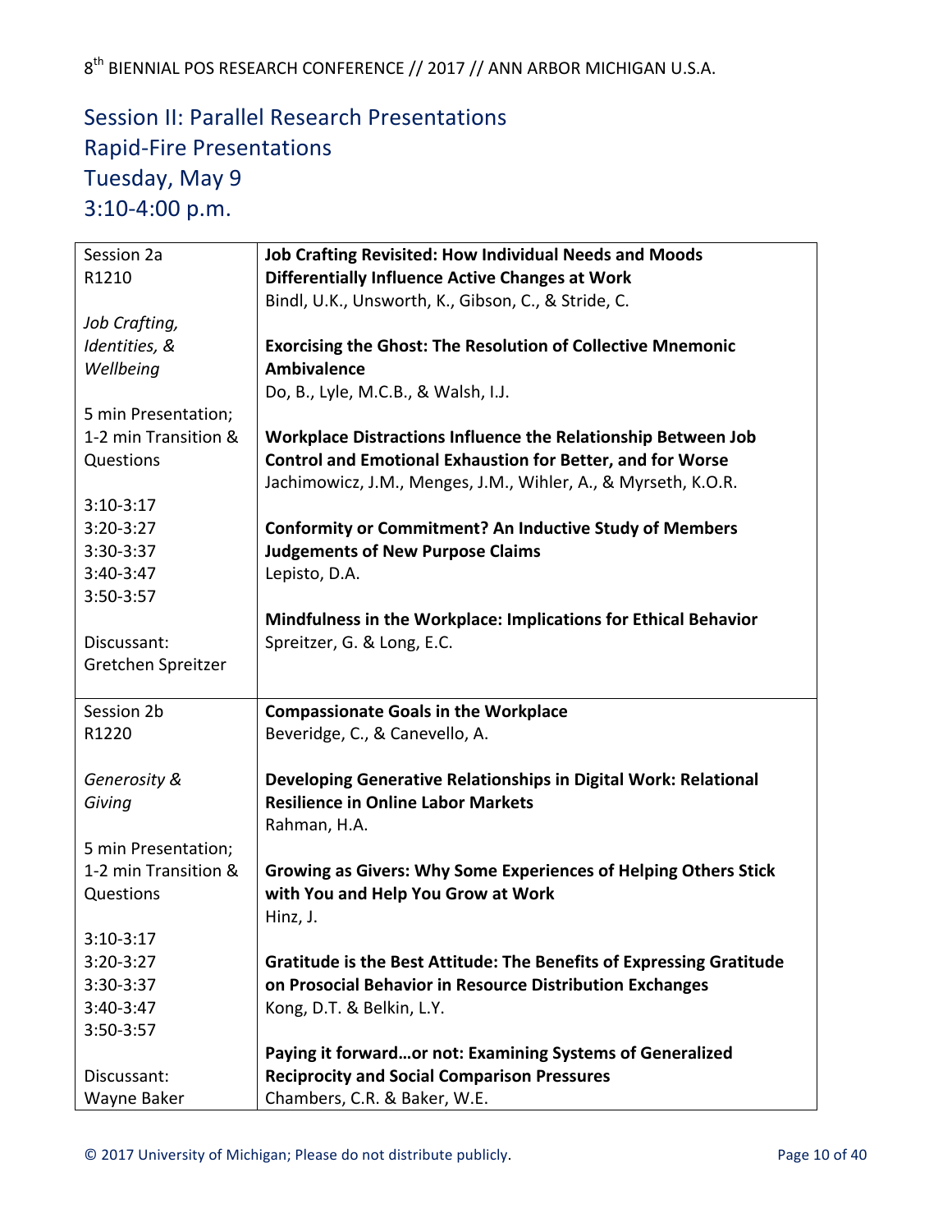## Session II: Parallel Research Presentations
## Rapid-Fire Presentations
## Tuesday, May 9
## 3:10-4:00 p.m.

| Session | Presentations |
|---|---|
| Session 2a<br>R1210<br><br>*Job Crafting, Identities, & Wellbeing*<br><br>5 min Presentation;<br>1-2 min Transition & Questions<br><br>3:10-3:17<br>3:20-3:27<br>3:30-3:37<br>3:40-3:47<br>3:50-3:57<br><br>Discussant:<br>Gretchen Spreitzer | **Job Crafting Revisited: How Individual Needs and Moods Differentially Influence Active Changes at Work**<br>Bindl, U.K., Unsworth, K., Gibson, C., & Stride, C.<br><br>**Exorcising the Ghost: The Resolution of Collective Mnemonic Ambivalence**<br>Do, B., Lyle, M.C.B., & Walsh, I.J.<br><br>**Workplace Distractions Influence the Relationship Between Job Control and Emotional Exhaustion for Better, and for Worse**<br>Jachimowicz, J.M., Menges, J.M., Wihler, A., & Myrseth, K.O.R.<br><br>**Conformity or Commitment? An Inductive Study of Members Judgements of New Purpose Claims**<br>Lepisto, D.A.<br><br>**Mindfulness in the Workplace: Implications for Ethical Behavior**<br>Spreitzer, G. & Long, E.C. |
| Session 2b<br>R1220<br><br>*Generosity & Giving*<br><br>5 min Presentation;<br>1-2 min Transition & Questions<br><br>3:10-3:17<br>3:20-3:27<br>3:30-3:37<br>3:40-3:47<br>3:50-3:57<br><br>Discussant:<br>Wayne Baker | **Compassionate Goals in the Workplace**<br>Beveridge, C., & Canevello, A.<br><br>**Developing Generative Relationships in Digital Work: Relational Resilience in Online Labor Markets**<br>Rahman, H.A.<br><br>**Growing as Givers: Why Some Experiences of Helping Others Stick with You and Help You Grow at Work**<br>Hinz, J.<br><br>**Gratitude is the Best Attitude: The Benefits of Expressing Gratitude on Prosocial Behavior in Resource Distribution Exchanges**<br>Kong, D.T. & Belkin, L.Y.<br><br>**Paying it forward…or not: Examining Systems of Generalized Reciprocity and Social Comparison Pressures**<br>Chambers, C.R. & Baker, W.E. |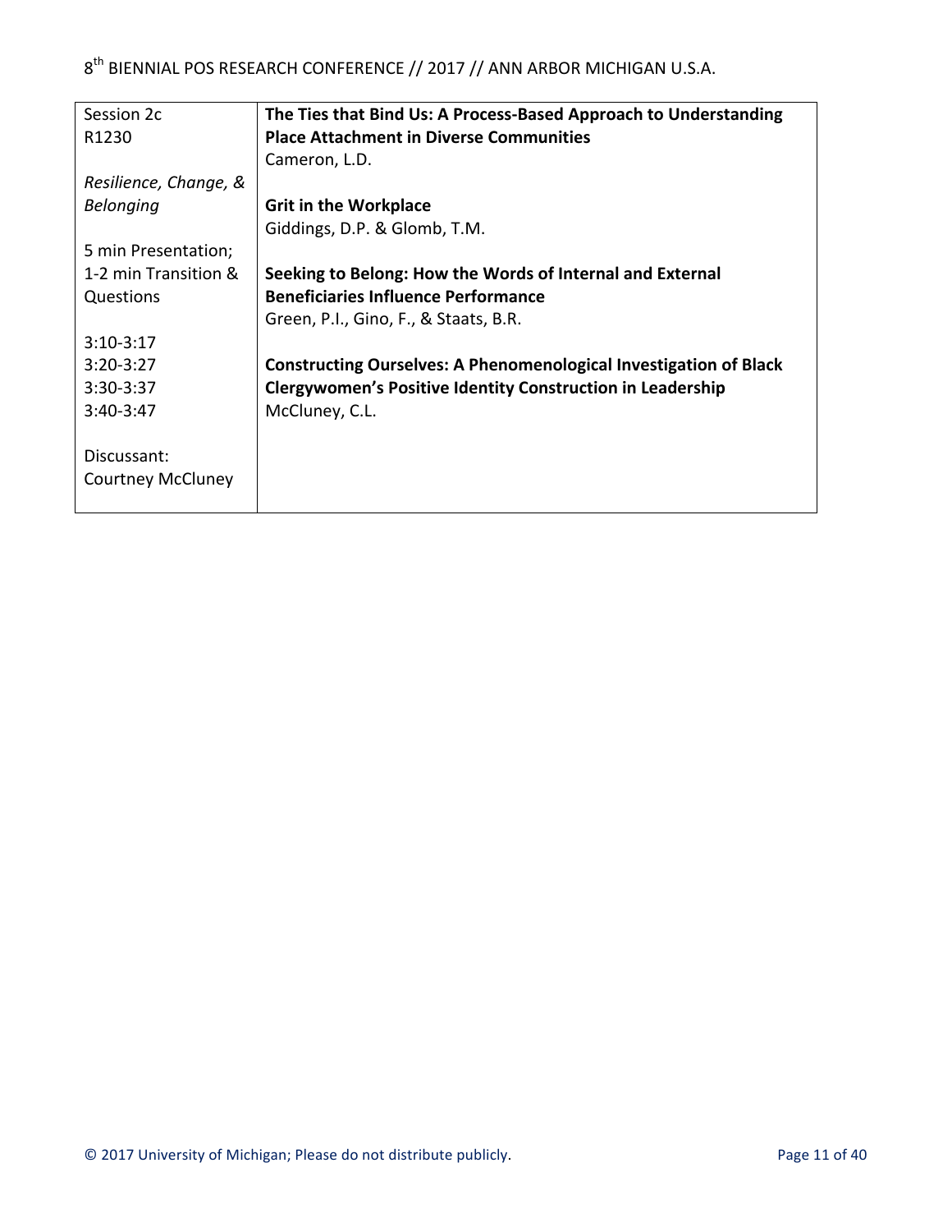| Session 2c<br>R1230<br><br>*Resilience, Change, & Belonging*<br><br>5 min Presentation;<br>1-2 min Transition & Questions<br><br>3:10-3:17<br>3:20-3:27<br>3:30-3:37<br>3:40-3:47<br><br>Discussant:<br>Courtney McCluney | **The Ties that Bind Us: A Process-Based Approach to Understanding Place Attachment in Diverse Communities**<br>Cameron, L.D.<br><br>**Grit in the Workplace**<br>Giddings, D.P. & Glomb, T.M.<br><br>**Seeking to Belong: How the Words of Internal and External Beneficiaries Influence Performance**<br>Green, P.I., Gino, F., & Staats, B.R.<br><br>**Constructing Ourselves: A Phenomenological Investigation of Black Clergywomen's Positive Identity Construction in Leadership**<br>McCluney, C.L. |
|---|---|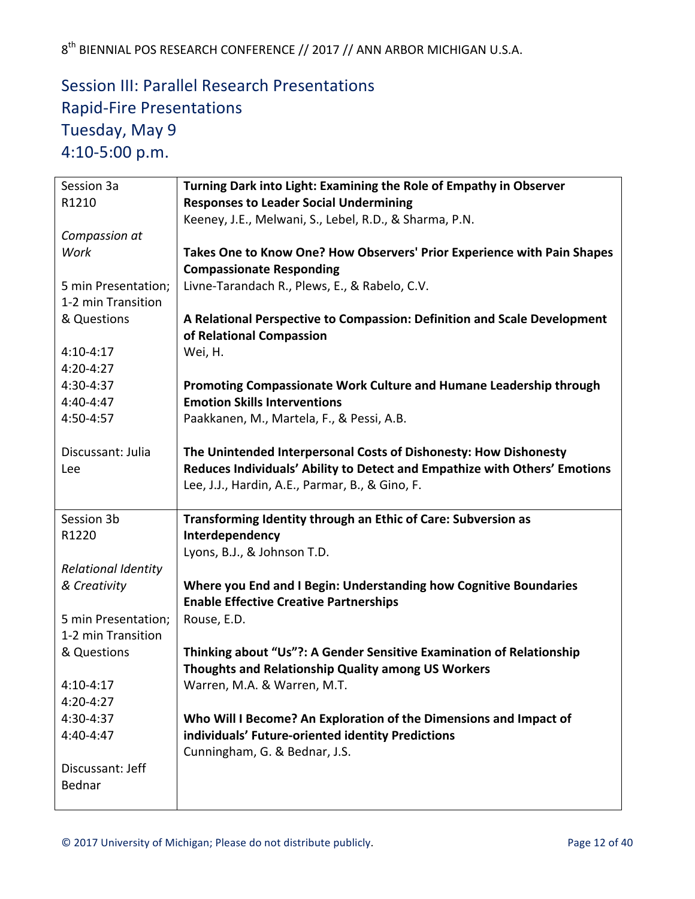## Session III: Parallel Research Presentations
## Rapid-Fire Presentations
## Tuesday, May 9
## 4:10-5:00 p.m.

| | |
|---|---|
| Session 3a<br>R1210<br><br>*Compassion at Work*<br><br>5 min Presentation; 1-2 min Transition & Questions<br><br>4:10-4:17<br>4:20-4:27<br>4:30-4:37<br>4:40-4:47<br>4:50-4:57<br><br>Discussant: Julia Lee | **Turning Dark into Light: Examining the Role of Empathy in Observer Responses to Leader Social Undermining**<br>Keeney, J.E., Melwani, S., Lebel, R.D., & Sharma, P.N.<br><br>**Takes One to Know One? How Observers' Prior Experience with Pain Shapes Compassionate Responding**<br>Livne-Tarandach R., Plews, E., & Rabelo, C.V.<br><br>**A Relational Perspective to Compassion: Definition and Scale Development of Relational Compassion**<br>Wei, H.<br><br>**Promoting Compassionate Work Culture and Humane Leadership through Emotion Skills Interventions**<br>Paakkanen, M., Martela, F., & Pessi, A.B.<br><br>**The Unintended Interpersonal Costs of Dishonesty: How Dishonesty Reduces Individuals' Ability to Detect and Empathize with Others' Emotions**<br>Lee, J.J., Hardin, A.E., Parmar, B., & Gino, F. |
| Session 3b<br>R1220<br><br>*Relational Identity & Creativity*<br><br>5 min Presentation; 1-2 min Transition & Questions<br><br>4:10-4:17<br>4:20-4:27<br>4:30-4:37<br>4:40-4:47<br><br>Discussant: Jeff Bednar | **Transforming Identity through an Ethic of Care: Subversion as Interdependency**<br>Lyons, B.J., & Johnson T.D.<br><br>**Where you End and I Begin: Understanding how Cognitive Boundaries Enable Effective Creative Partnerships**<br>Rouse, E.D.<br><br>**Thinking about "Us"?: A Gender Sensitive Examination of Relationship Thoughts and Relationship Quality among US Workers**<br>Warren, M.A. & Warren, M.T.<br><br>**Who Will I Become? An Exploration of the Dimensions and Impact of individuals' Future-oriented identity Predictions**<br>Cunningham, G. & Bednar, J.S. |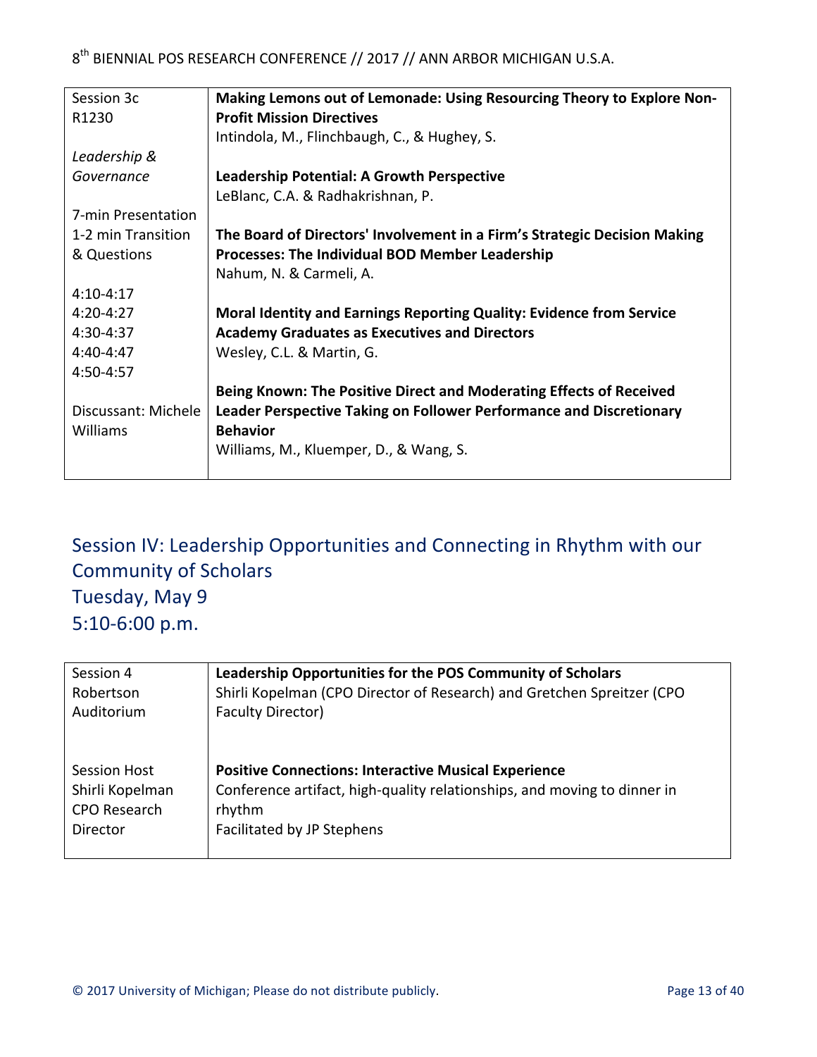| Session 3c<br>R1230<br><br>*Leadership & Governance*<br><br>7-min Presentation<br>1-2 min Transition & Questions<br><br>4:10-4:17<br>4:20-4:27<br>4:30-4:37<br>4:40-4:47<br>4:50-4:57<br><br>Discussant: Michele Williams | **Making Lemons out of Lemonade: Using Resourcing Theory to Explore Non-Profit Mission Directives**<br>Intindola, M., Flinchbaugh, C., & Hughey, S.<br><br>**Leadership Potential: A Growth Perspective**<br>LeBlanc, C.A. & Radhakrishnan, P.<br><br>**The Board of Directors' Involvement in a Firm's Strategic Decision Making Processes: The Individual BOD Member Leadership**<br>Nahum, N. & Carmeli, A.<br><br>**Moral Identity and Earnings Reporting Quality: Evidence from Service Academy Graduates as Executives and Directors**<br>Wesley, C.L. & Martin, G.<br><br>**Being Known: The Positive Direct and Moderating Effects of Received Leader Perspective Taking on Follower Performance and Discretionary Behavior**<br>Williams, M., Kluemper, D., & Wang, S. |
|---|---|

## Session IV: Leadership Opportunities and Connecting in Rhythm with our Community of Scholars
## Tuesday, May 9
## 5:10-6:00 p.m.

| Session 4<br>Robertson Auditorium | **Leadership Opportunities for the POS Community of Scholars**<br>Shirli Kopelman (CPO Director of Research) and Gretchen Spreitzer (CPO Faculty Director) |
|---|---|
| Session Host<br>Shirli Kopelman<br>CPO Research Director | **Positive Connections: Interactive Musical Experience**<br>Conference artifact, high-quality relationships, and moving to dinner in rhythm<br>Facilitated by JP Stephens |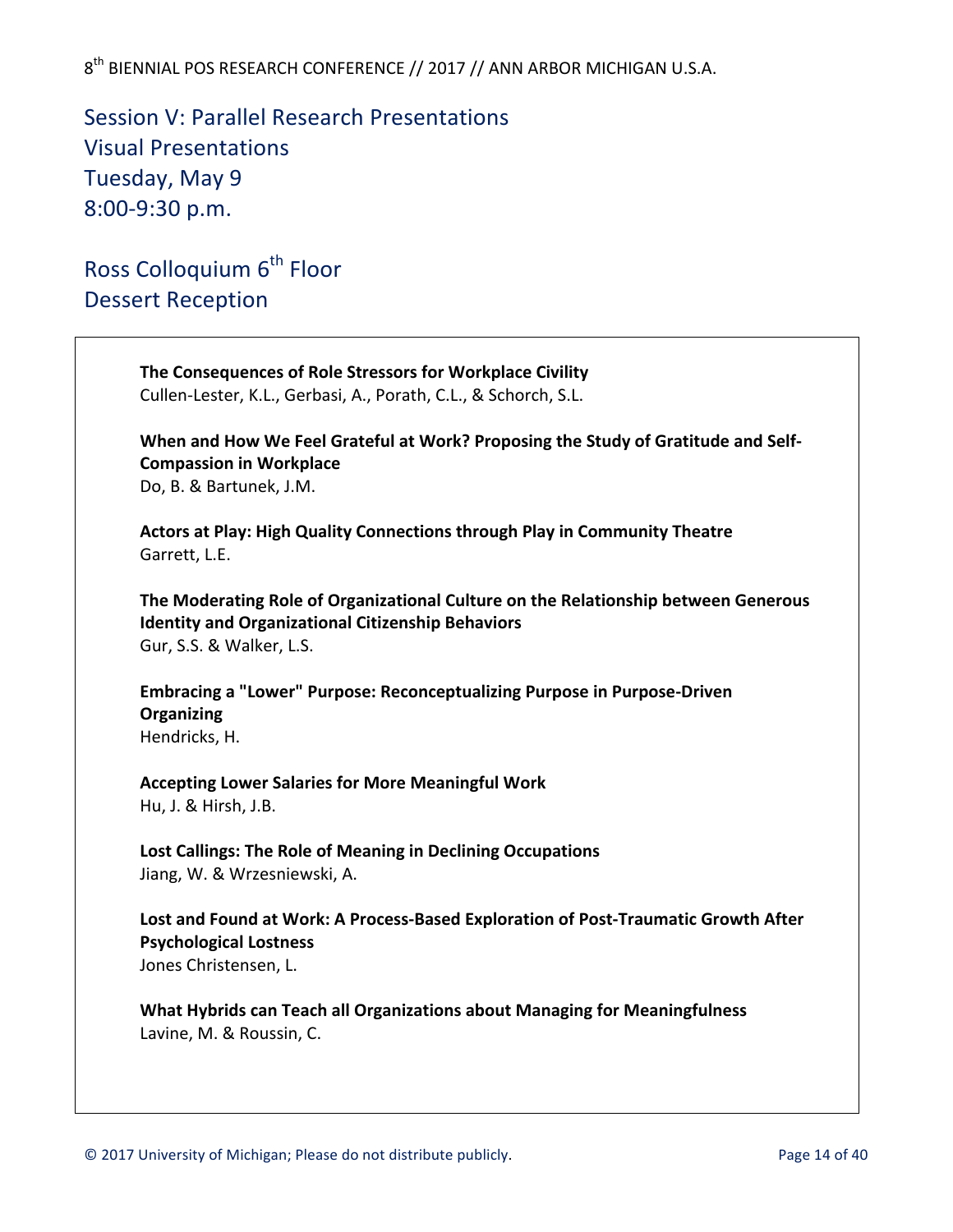## Session V: Parallel Research Presentations
## Visual Presentations
## Tuesday, May 9
## 8:00-9:30 p.m.

## Ross Colloquium 6th Floor
## Dessert Reception

**The Consequences of Role Stressors for Workplace Civility**
Cullen-Lester, K.L., Gerbasi, A., Porath, C.L., & Schorch, S.L.

**When and How We Feel Grateful at Work? Proposing the Study of Gratitude and Self-Compassion in Workplace**
Do, B. & Bartunek, J.M.

**Actors at Play: High Quality Connections through Play in Community Theatre**
Garrett, L.E.

**The Moderating Role of Organizational Culture on the Relationship between Generous Identity and Organizational Citizenship Behaviors**
Gur, S.S. & Walker, L.S.

**Embracing a "Lower" Purpose: Reconceptualizing Purpose in Purpose-Driven Organizing**
Hendricks, H.

**Accepting Lower Salaries for More Meaningful Work**
Hu, J. & Hirsh, J.B.

**Lost Callings: The Role of Meaning in Declining Occupations**
Jiang, W. & Wrzesniewski, A.

**Lost and Found at Work: A Process-Based Exploration of Post-Traumatic Growth After Psychological Lostness**
Jones Christensen, L.

**What Hybrids can Teach all Organizations about Managing for Meaningfulness**
Lavine, M. & Roussin, C.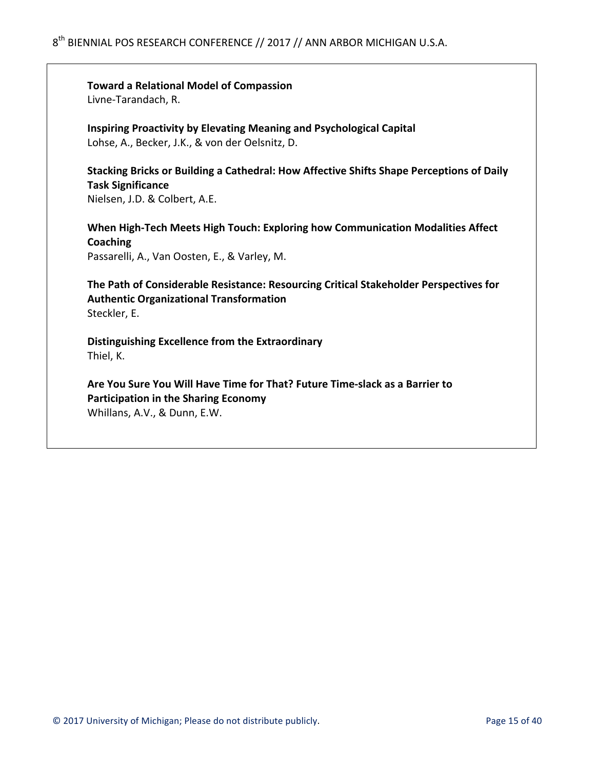**Toward a Relational Model of Compassion**
Livne-Tarandach, R.

**Inspiring Proactivity by Elevating Meaning and Psychological Capital**
Lohse, A., Becker, J.K., & von der Oelsnitz, D.

**Stacking Bricks or Building a Cathedral: How Affective Shifts Shape Perceptions of Daily Task Significance**
Nielsen, J.D. & Colbert, A.E.

**When High-Tech Meets High Touch: Exploring how Communication Modalities Affect Coaching**
Passarelli, A., Van Oosten, E., & Varley, M.

**The Path of Considerable Resistance: Resourcing Critical Stakeholder Perspectives for Authentic Organizational Transformation**
Steckler, E.

**Distinguishing Excellence from the Extraordinary**
Thiel, K.

**Are You Sure You Will Have Time for That? Future Time-slack as a Barrier to Participation in the Sharing Economy**
Whillans, A.V., & Dunn, E.W.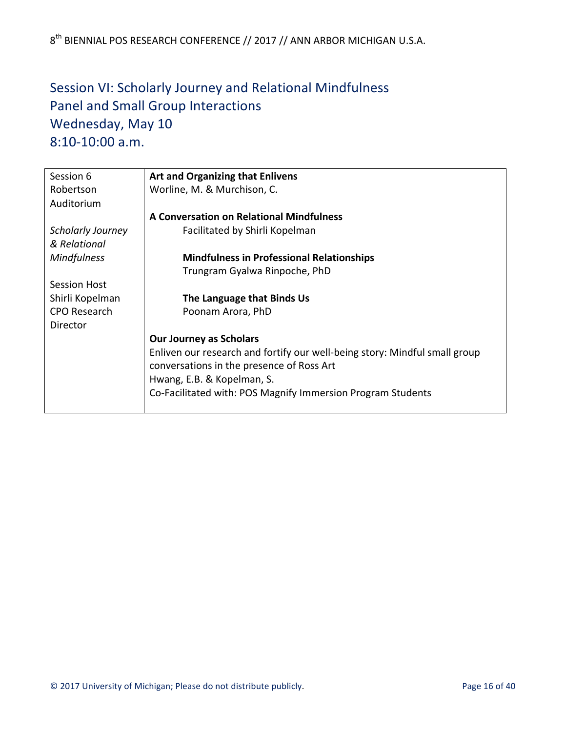## Session VI: Scholarly Journey and Relational Mindfulness
## Panel and Small Group Interactions
## Wednesday, May 10
## 8:10-10:00 a.m.

| | |
|---|---|
| Session 6<br>Robertson Auditorium<br><br>*Scholarly Journey & Relational Mindfulness*<br><br>Session Host<br>Shirli Kopelman<br>CPO Research Director | **Art and Organizing that Enlivens**<br>Worline, M. & Murchison, C.<br><br>**A Conversation on Relational Mindfulness**<br>Facilitated by Shirli Kopelman<br><br>**Mindfulness in Professional Relationships**<br>Trungram Gyalwa Rinpoche, PhD<br><br>**The Language that Binds Us**<br>Poonam Arora, PhD<br><br>**Our Journey as Scholars**<br>Enliven our research and fortify our well-being story: Mindful small group conversations in the presence of Ross Art<br>Hwang, E.B. & Kopelman, S.<br>Co-Facilitated with: POS Magnify Immersion Program Students |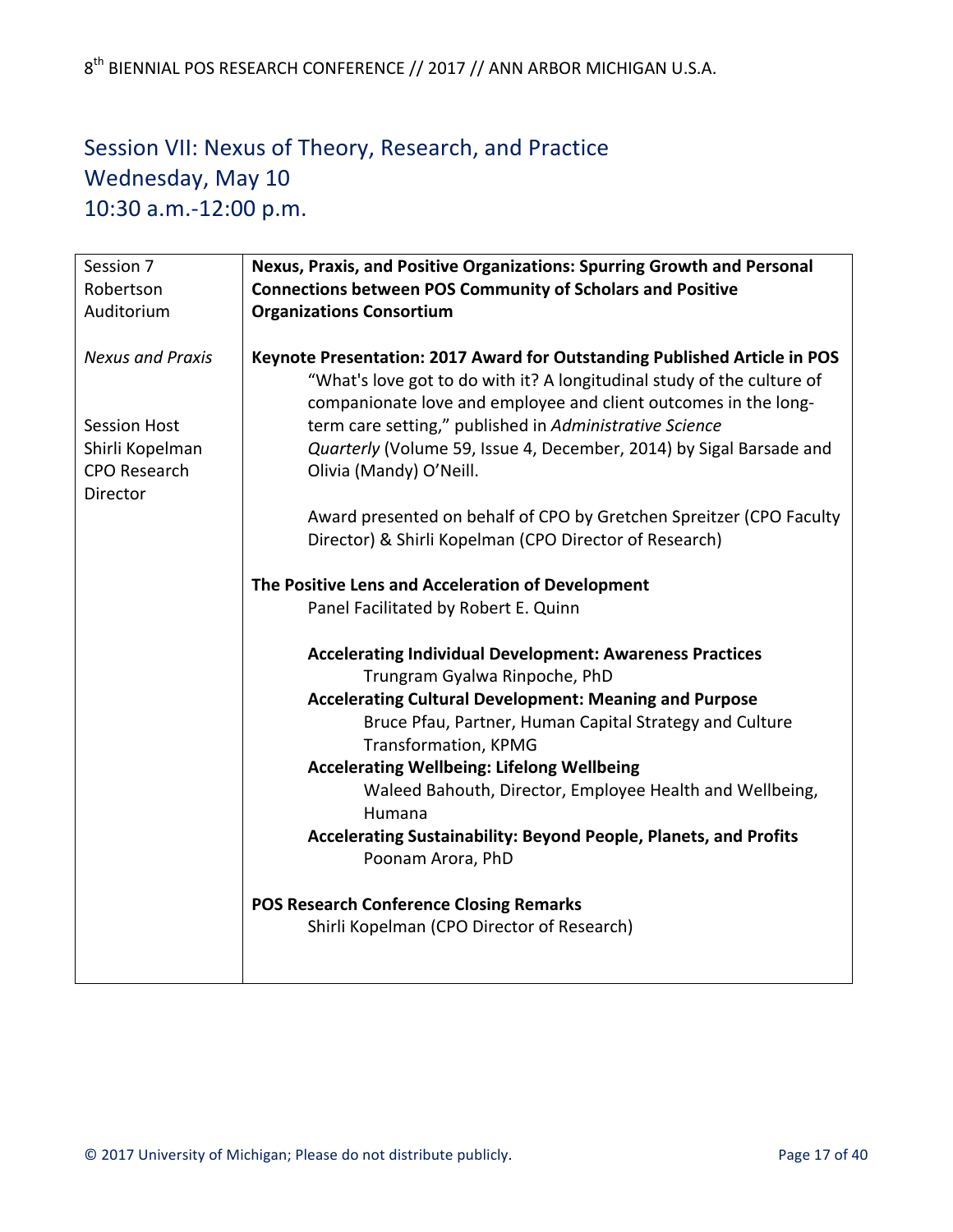## Session VII: Nexus of Theory, Research, and Practice
## Wednesday, May 10
## 10:30 a.m.-12:00 p.m.

| Session 7<br>Robertson Auditorium<br><br>*Nexus and Praxis*<br><br>Session Host<br>Shirli Kopelman<br>CPO Research Director | **Nexus, Praxis, and Positive Organizations: Spurring Growth and Personal Connections between POS Community of Scholars and Positive Organizations Consortium**<br><br>**Keynote Presentation: 2017 Award for Outstanding Published Article in POS**<br>"What's love got to do with it? A longitudinal study of the culture of companionate love and employee and client outcomes in the long-term care setting," published in *Administrative Science Quarterly* (Volume 59, Issue 4, December, 2014) by Sigal Barsade and Olivia (Mandy) O'Neill.<br><br>Award presented on behalf of CPO by Gretchen Spreitzer (CPO Faculty Director) & Shirli Kopelman (CPO Director of Research)<br><br>**The Positive Lens and Acceleration of Development**<br>Panel Facilitated by Robert E. Quinn<br><br>**Accelerating Individual Development: Awareness Practices**<br>Trungram Gyalwa Rinpoche, PhD<br>**Accelerating Cultural Development: Meaning and Purpose**<br>Bruce Pfau, Partner, Human Capital Strategy and Culture Transformation, KPMG<br>**Accelerating Wellbeing: Lifelong Wellbeing**<br>Waleed Bahouth, Director, Employee Health and Wellbeing, Humana<br>**Accelerating Sustainability: Beyond People, Planets, and Profits**<br>Poonam Arora, PhD<br><br>**POS Research Conference Closing Remarks**<br>Shirli Kopelman (CPO Director of Research) |
|---|---|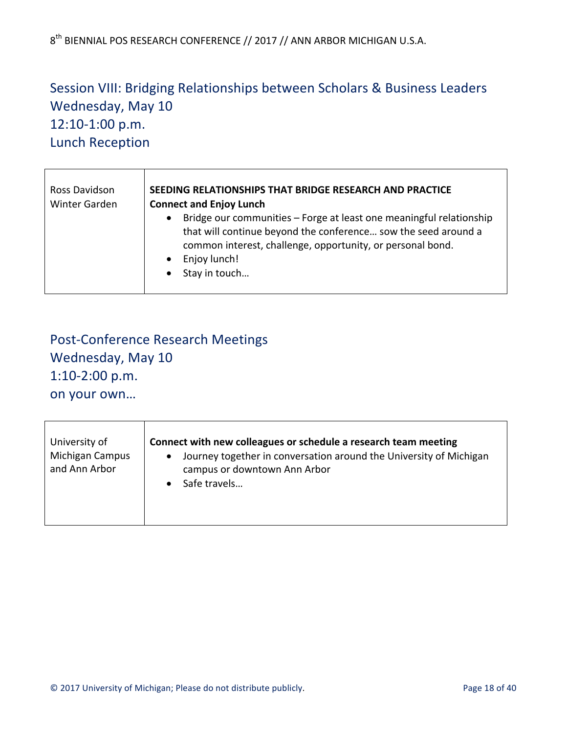## Session VIII: Bridging Relationships between Scholars & Business Leaders
## Wednesday, May 10
## 12:10-1:00 p.m.
## Lunch Reception

| | |
|---|---|
| Ross Davidson Winter Garden | **SEEDING RELATIONSHIPS THAT BRIDGE RESEARCH AND PRACTICE**<br>**Connect and Enjoy Lunch**<br>• Bridge our communities – Forge at least one meaningful relationship that will continue beyond the conference… sow the seed around a common interest, challenge, opportunity, or personal bond.<br>• Enjoy lunch!<br>• Stay in touch… |

## Post-Conference Research Meetings
## Wednesday, May 10
## 1:10-2:00 p.m.
## on your own…

| | |
|---|---|
| University of Michigan Campus and Ann Arbor | **Connect with new colleagues or schedule a research team meeting**<br>• Journey together in conversation around the University of Michigan campus or downtown Ann Arbor<br>• Safe travels… |

© 2017 University of Michigan; Please do not distribute publicly.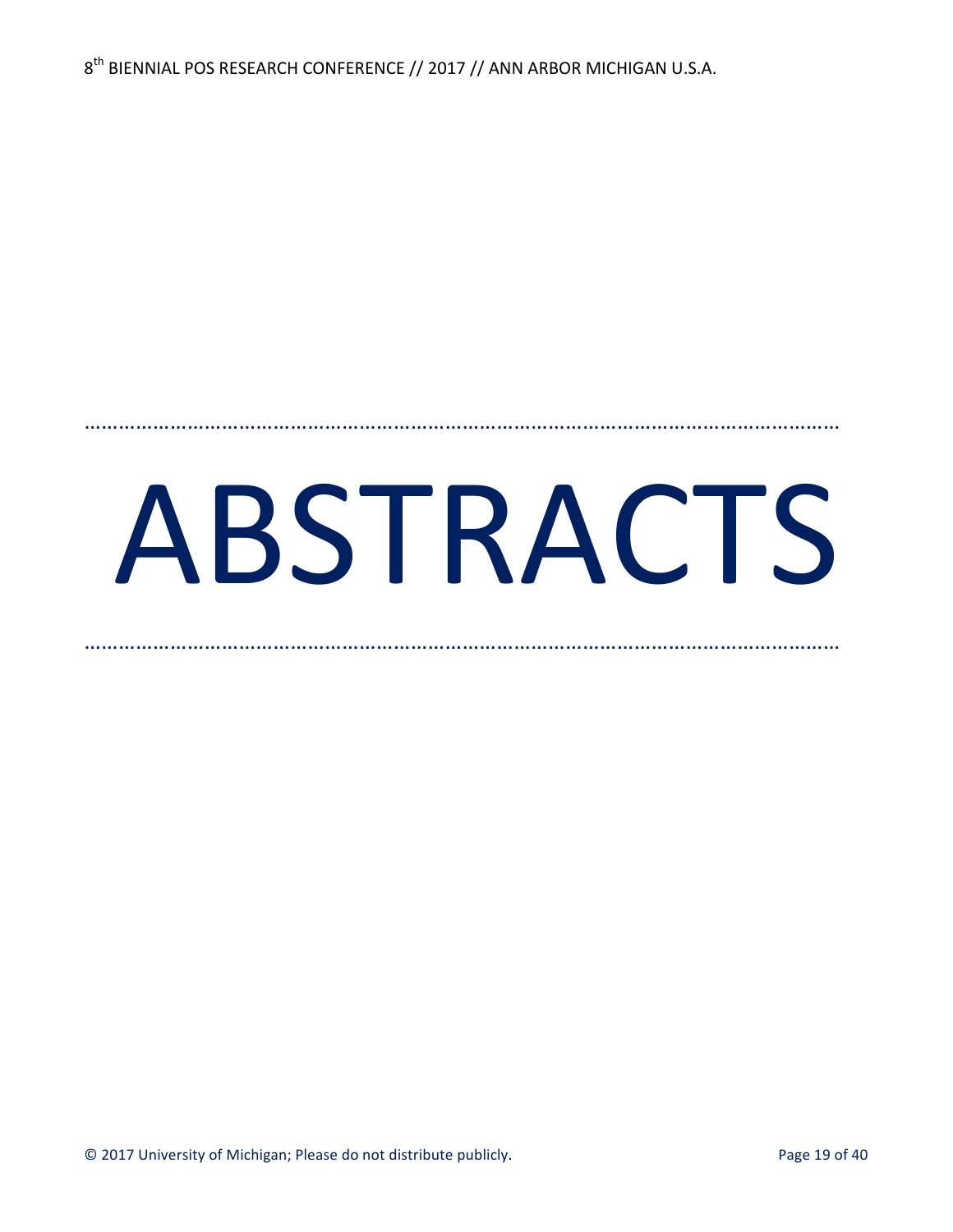# ABSTRACTS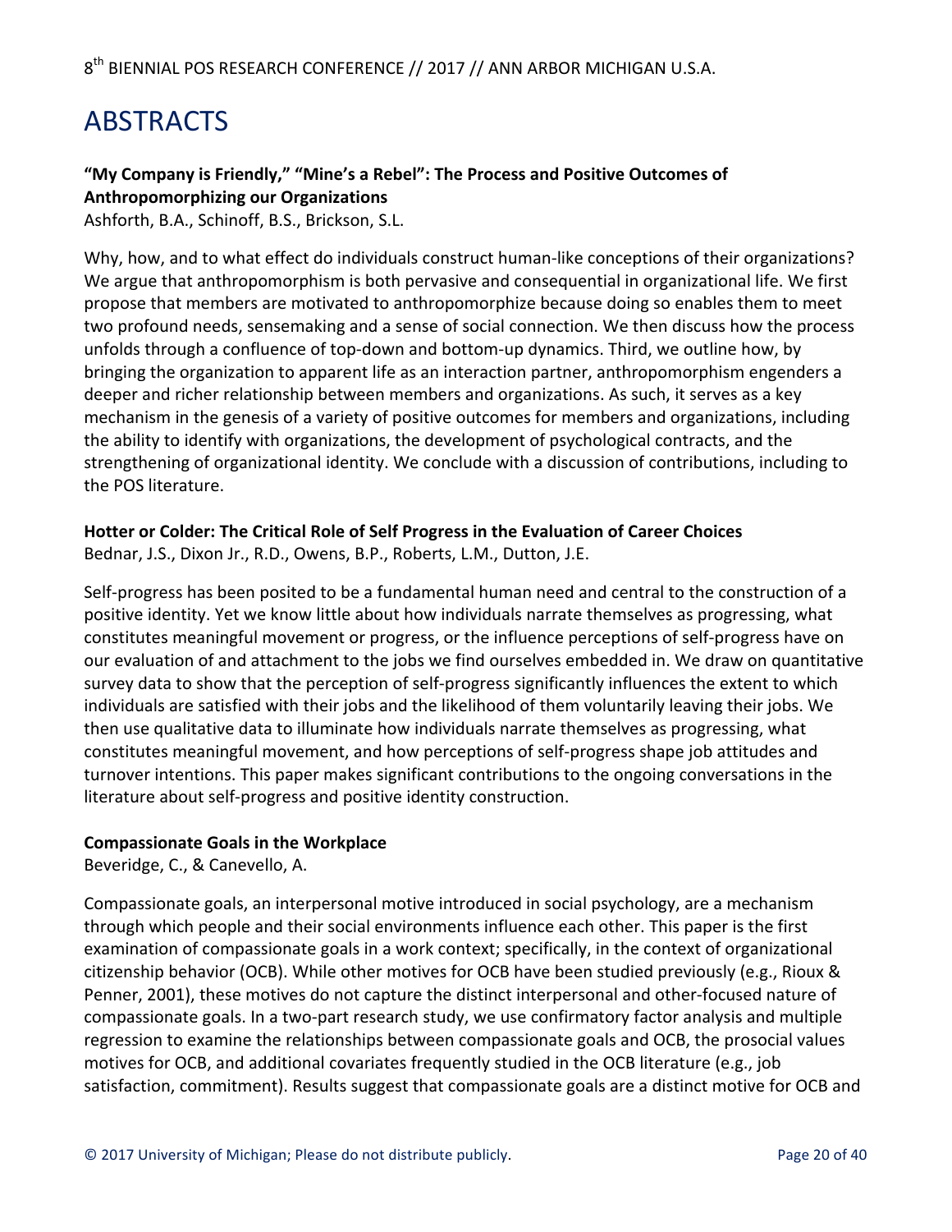# ABSTRACTS

**"My Company is Friendly," "Mine's a Rebel": The Process and Positive Outcomes of Anthropomorphizing our Organizations**
Ashforth, B.A., Schinoff, B.S., Brickson, S.L.

Why, how, and to what effect do individuals construct human-like conceptions of their organizations? We argue that anthropomorphism is both pervasive and consequential in organizational life. We first propose that members are motivated to anthropomorphize because doing so enables them to meet two profound needs, sensemaking and a sense of social connection. We then discuss how the process unfolds through a confluence of top-down and bottom-up dynamics. Third, we outline how, by bringing the organization to apparent life as an interaction partner, anthropomorphism engenders a deeper and richer relationship between members and organizations. As such, it serves as a key mechanism in the genesis of a variety of positive outcomes for members and organizations, including the ability to identify with organizations, the development of psychological contracts, and the strengthening of organizational identity. We conclude with a discussion of contributions, including to the POS literature.

**Hotter or Colder: The Critical Role of Self Progress in the Evaluation of Career Choices**
Bednar, J.S., Dixon Jr., R.D., Owens, B.P., Roberts, L.M., Dutton, J.E.

Self-progress has been posited to be a fundamental human need and central to the construction of a positive identity. Yet we know little about how individuals narrate themselves as progressing, what constitutes meaningful movement or progress, or the influence perceptions of self-progress have on our evaluation of and attachment to the jobs we find ourselves embedded in. We draw on quantitative survey data to show that the perception of self-progress significantly influences the extent to which individuals are satisfied with their jobs and the likelihood of them voluntarily leaving their jobs. We then use qualitative data to illuminate how individuals narrate themselves as progressing, what constitutes meaningful movement, and how perceptions of self-progress shape job attitudes and turnover intentions. This paper makes significant contributions to the ongoing conversations in the literature about self-progress and positive identity construction.

**Compassionate Goals in the Workplace**
Beveridge, C., & Canevello, A.

Compassionate goals, an interpersonal motive introduced in social psychology, are a mechanism through which people and their social environments influence each other. This paper is the first examination of compassionate goals in a work context; specifically, in the context of organizational citizenship behavior (OCB). While other motives for OCB have been studied previously (e.g., Rioux & Penner, 2001), these motives do not capture the distinct interpersonal and other-focused nature of compassionate goals. In a two-part research study, we use confirmatory factor analysis and multiple regression to examine the relationships between compassionate goals and OCB, the prosocial values motives for OCB, and additional covariates frequently studied in the OCB literature (e.g., job satisfaction, commitment). Results suggest that compassionate goals are a distinct motive for OCB and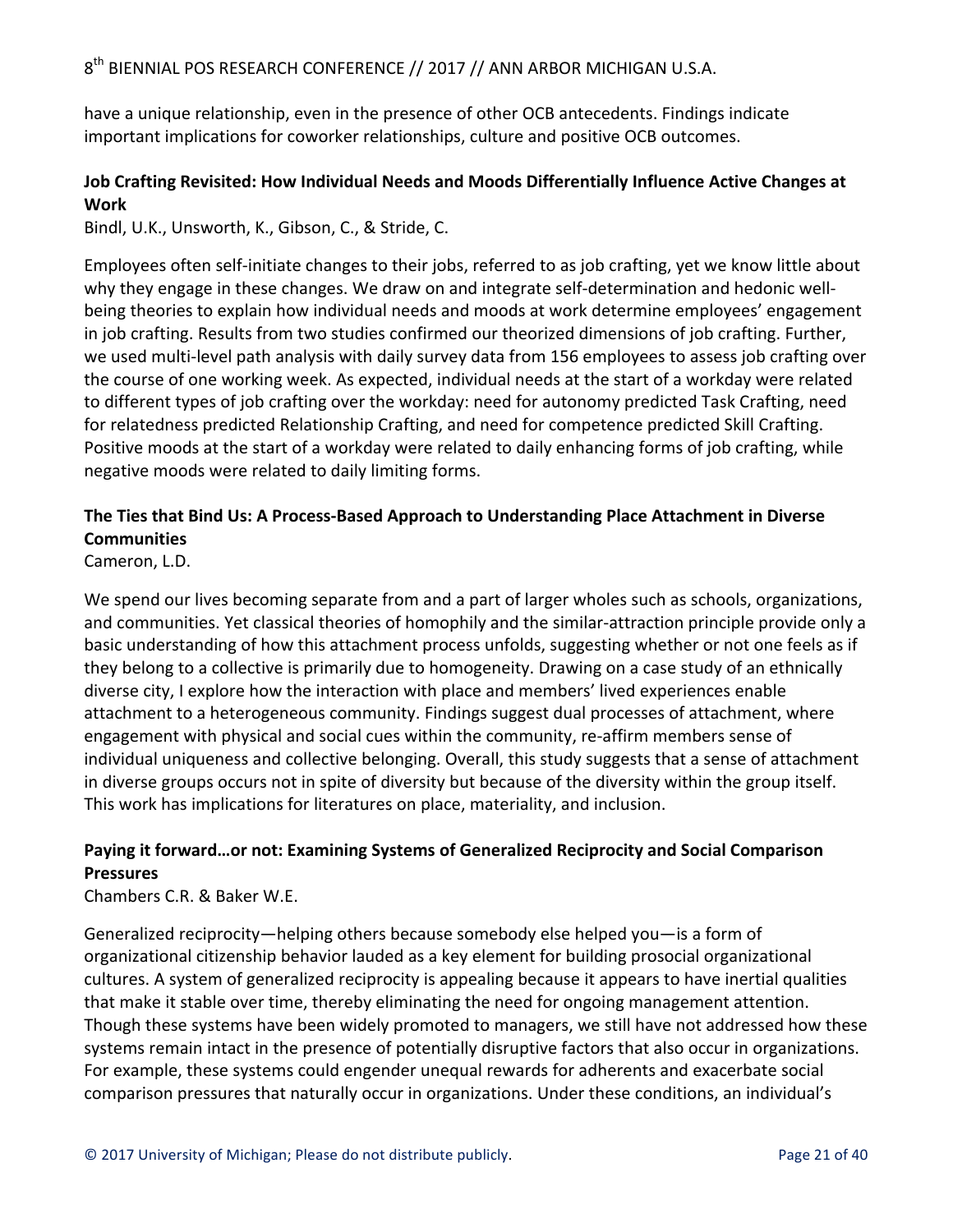have a unique relationship, even in the presence of other OCB antecedents. Findings indicate important implications for coworker relationships, culture and positive OCB outcomes.

**Job Crafting Revisited: How Individual Needs and Moods Differentially Influence Active Changes at Work**

Bindl, U.K., Unsworth, K., Gibson, C., & Stride, C.

Employees often self-initiate changes to their jobs, referred to as job crafting, yet we know little about why they engage in these changes. We draw on and integrate self-determination and hedonic well-being theories to explain how individual needs and moods at work determine employees' engagement in job crafting. Results from two studies confirmed our theorized dimensions of job crafting. Further, we used multi-level path analysis with daily survey data from 156 employees to assess job crafting over the course of one working week. As expected, individual needs at the start of a workday were related to different types of job crafting over the workday: need for autonomy predicted Task Crafting, need for relatedness predicted Relationship Crafting, and need for competence predicted Skill Crafting. Positive moods at the start of a workday were related to daily enhancing forms of job crafting, while negative moods were related to daily limiting forms.

**The Ties that Bind Us: A Process-Based Approach to Understanding Place Attachment in Diverse Communities**

Cameron, L.D.

We spend our lives becoming separate from and a part of larger wholes such as schools, organizations, and communities. Yet classical theories of homophily and the similar-attraction principle provide only a basic understanding of how this attachment process unfolds, suggesting whether or not one feels as if they belong to a collective is primarily due to homogeneity. Drawing on a case study of an ethnically diverse city, I explore how the interaction with place and members' lived experiences enable attachment to a heterogeneous community. Findings suggest dual processes of attachment, where engagement with physical and social cues within the community, re-affirm members sense of individual uniqueness and collective belonging. Overall, this study suggests that a sense of attachment in diverse groups occurs not in spite of diversity but because of the diversity within the group itself. This work has implications for literatures on place, materiality, and inclusion.

**Paying it forward…or not: Examining Systems of Generalized Reciprocity and Social Comparison Pressures**

Chambers C.R. & Baker W.E.

Generalized reciprocity—helping others because somebody else helped you—is a form of organizational citizenship behavior lauded as a key element for building prosocial organizational cultures. A system of generalized reciprocity is appealing because it appears to have inertial qualities that make it stable over time, thereby eliminating the need for ongoing management attention. Though these systems have been widely promoted to managers, we still have not addressed how these systems remain intact in the presence of potentially disruptive factors that also occur in organizations. For example, these systems could engender unequal rewards for adherents and exacerbate social comparison pressures that naturally occur in organizations. Under these conditions, an individual's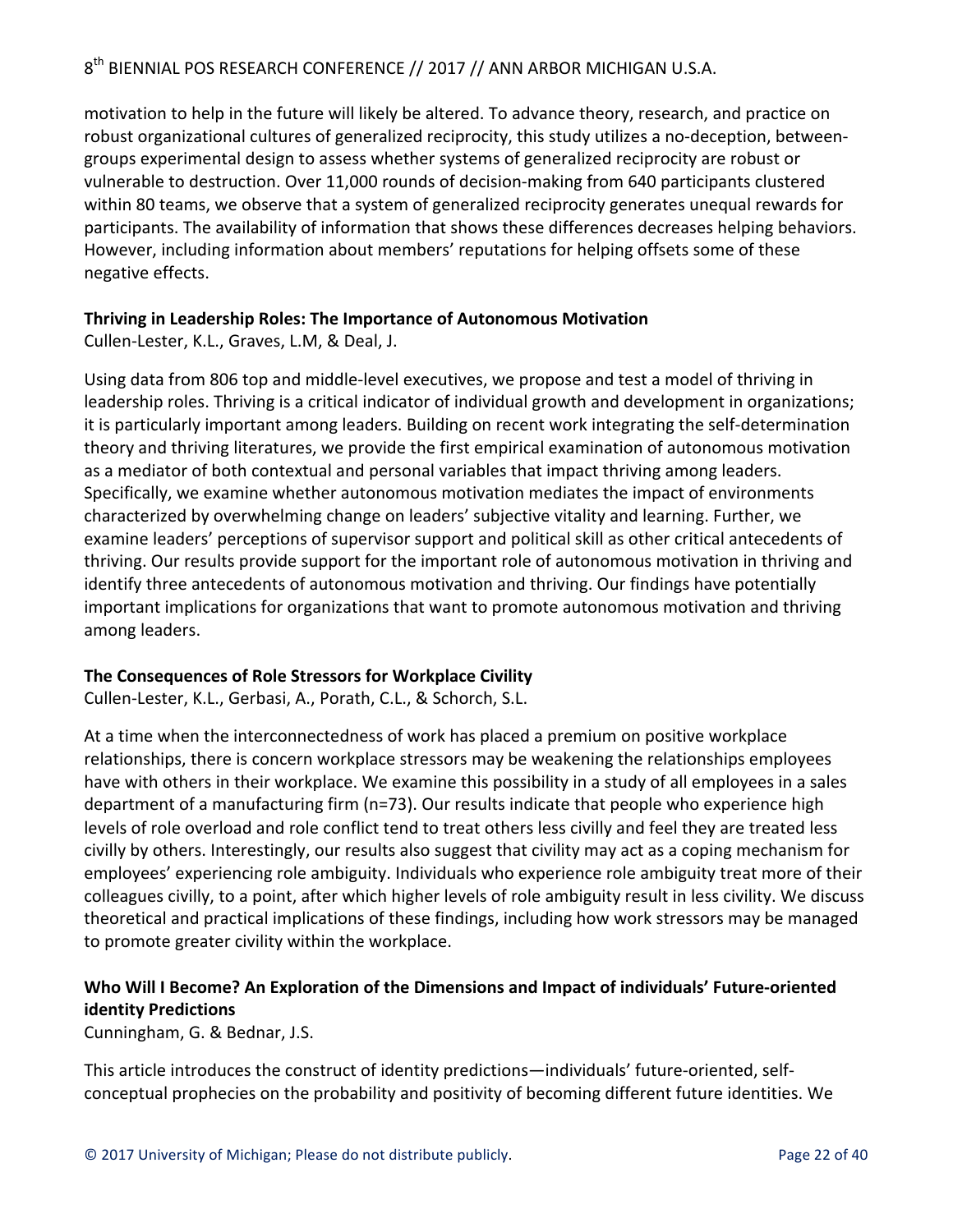motivation to help in the future will likely be altered. To advance theory, research, and practice on robust organizational cultures of generalized reciprocity, this study utilizes a no-deception, between-groups experimental design to assess whether systems of generalized reciprocity are robust or vulnerable to destruction. Over 11,000 rounds of decision-making from 640 participants clustered within 80 teams, we observe that a system of generalized reciprocity generates unequal rewards for participants. The availability of information that shows these differences decreases helping behaviors. However, including information about members' reputations for helping offsets some of these negative effects.

**Thriving in Leadership Roles: The Importance of Autonomous Motivation**
Cullen-Lester, K.L., Graves, L.M, & Deal, J.

Using data from 806 top and middle-level executives, we propose and test a model of thriving in leadership roles. Thriving is a critical indicator of individual growth and development in organizations; it is particularly important among leaders. Building on recent work integrating the self-determination theory and thriving literatures, we provide the first empirical examination of autonomous motivation as a mediator of both contextual and personal variables that impact thriving among leaders. Specifically, we examine whether autonomous motivation mediates the impact of environments characterized by overwhelming change on leaders' subjective vitality and learning. Further, we examine leaders' perceptions of supervisor support and political skill as other critical antecedents of thriving. Our results provide support for the important role of autonomous motivation in thriving and identify three antecedents of autonomous motivation and thriving. Our findings have potentially important implications for organizations that want to promote autonomous motivation and thriving among leaders.

**The Consequences of Role Stressors for Workplace Civility**
Cullen-Lester, K.L., Gerbasi, A., Porath, C.L., & Schorch, S.L.

At a time when the interconnectedness of work has placed a premium on positive workplace relationships, there is concern workplace stressors may be weakening the relationships employees have with others in their workplace. We examine this possibility in a study of all employees in a sales department of a manufacturing firm (n=73). Our results indicate that people who experience high levels of role overload and role conflict tend to treat others less civilly and feel they are treated less civilly by others. Interestingly, our results also suggest that civility may act as a coping mechanism for employees' experiencing role ambiguity. Individuals who experience role ambiguity treat more of their colleagues civilly, to a point, after which higher levels of role ambiguity result in less civility. We discuss theoretical and practical implications of these findings, including how work stressors may be managed to promote greater civility within the workplace.

**Who Will I Become? An Exploration of the Dimensions and Impact of individuals' Future-oriented identity Predictions**
Cunningham, G. & Bednar, J.S.

This article introduces the construct of identity predictions—individuals' future-oriented, self-conceptual prophecies on the probability and positivity of becoming different future identities. We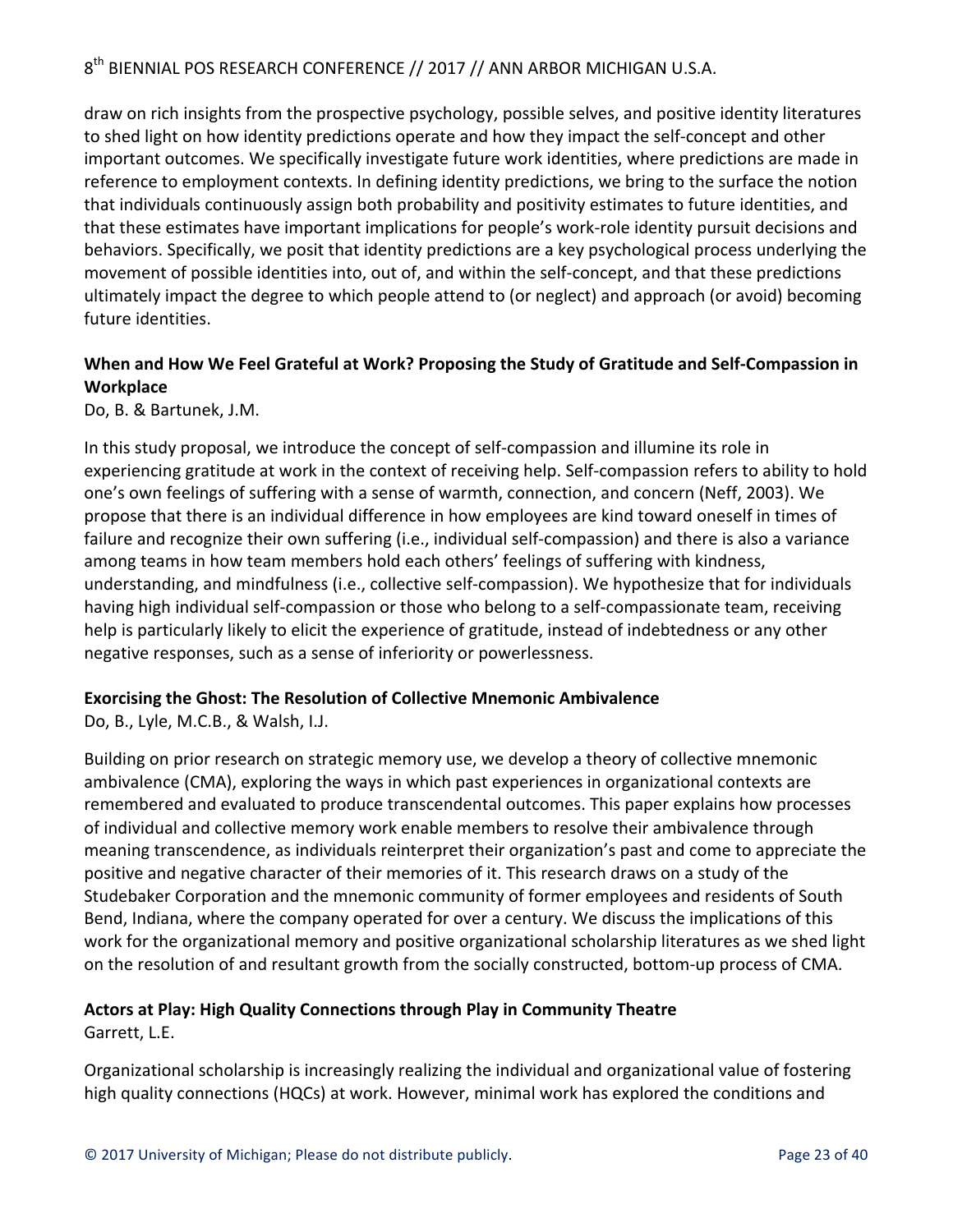draw on rich insights from the prospective psychology, possible selves, and positive identity literatures to shed light on how identity predictions operate and how they impact the self-concept and other important outcomes. We specifically investigate future work identities, where predictions are made in reference to employment contexts. In defining identity predictions, we bring to the surface the notion that individuals continuously assign both probability and positivity estimates to future identities, and that these estimates have important implications for people's work-role identity pursuit decisions and behaviors. Specifically, we posit that identity predictions are a key psychological process underlying the movement of possible identities into, out of, and within the self-concept, and that these predictions ultimately impact the degree to which people attend to (or neglect) and approach (or avoid) becoming future identities.

**When and How We Feel Grateful at Work? Proposing the Study of Gratitude and Self-Compassion in Workplace**

Do, B. & Bartunek, J.M.

In this study proposal, we introduce the concept of self-compassion and illumine its role in experiencing gratitude at work in the context of receiving help. Self-compassion refers to ability to hold one's own feelings of suffering with a sense of warmth, connection, and concern (Neff, 2003). We propose that there is an individual difference in how employees are kind toward oneself in times of failure and recognize their own suffering (i.e., individual self-compassion) and there is also a variance among teams in how team members hold each others' feelings of suffering with kindness, understanding, and mindfulness (i.e., collective self-compassion). We hypothesize that for individuals having high individual self-compassion or those who belong to a self-compassionate team, receiving help is particularly likely to elicit the experience of gratitude, instead of indebtedness or any other negative responses, such as a sense of inferiority or powerlessness.

**Exorcising the Ghost: The Resolution of Collective Mnemonic Ambivalence**

Do, B., Lyle, M.C.B., & Walsh, I.J.

Building on prior research on strategic memory use, we develop a theory of collective mnemonic ambivalence (CMA), exploring the ways in which past experiences in organizational contexts are remembered and evaluated to produce transcendental outcomes. This paper explains how processes of individual and collective memory work enable members to resolve their ambivalence through meaning transcendence, as individuals reinterpret their organization's past and come to appreciate the positive and negative character of their memories of it. This research draws on a study of the Studebaker Corporation and the mnemonic community of former employees and residents of South Bend, Indiana, where the company operated for over a century. We discuss the implications of this work for the organizational memory and positive organizational scholarship literatures as we shed light on the resolution of and resultant growth from the socially constructed, bottom-up process of CMA.

**Actors at Play: High Quality Connections through Play in Community Theatre**

Garrett, L.E.

Organizational scholarship is increasingly realizing the individual and organizational value of fostering high quality connections (HQCs) at work. However, minimal work has explored the conditions and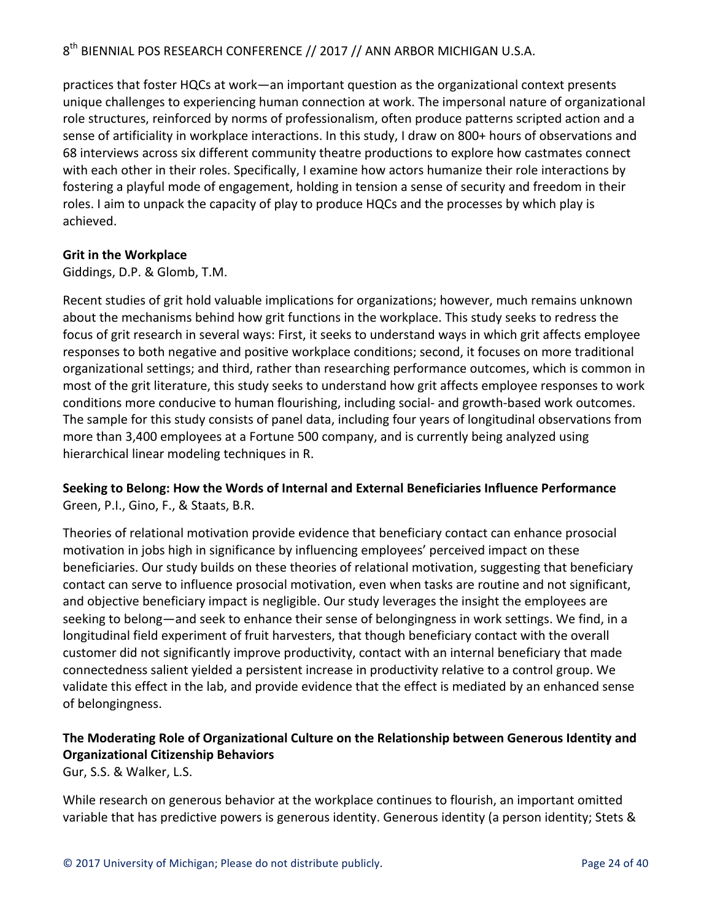practices that foster HQCs at work—an important question as the organizational context presents unique challenges to experiencing human connection at work. The impersonal nature of organizational role structures, reinforced by norms of professionalism, often produce patterns scripted action and a sense of artificiality in workplace interactions. In this study, I draw on 800+ hours of observations and 68 interviews across six different community theatre productions to explore how castmates connect with each other in their roles. Specifically, I examine how actors humanize their role interactions by fostering a playful mode of engagement, holding in tension a sense of security and freedom in their roles. I aim to unpack the capacity of play to produce HQCs and the processes by which play is achieved.

**Grit in the Workplace**
Giddings, D.P. & Glomb, T.M.

Recent studies of grit hold valuable implications for organizations; however, much remains unknown about the mechanisms behind how grit functions in the workplace. This study seeks to redress the focus of grit research in several ways: First, it seeks to understand ways in which grit affects employee responses to both negative and positive workplace conditions; second, it focuses on more traditional organizational settings; and third, rather than researching performance outcomes, which is common in most of the grit literature, this study seeks to understand how grit affects employee responses to work conditions more conducive to human flourishing, including social- and growth-based work outcomes. The sample for this study consists of panel data, including four years of longitudinal observations from more than 3,400 employees at a Fortune 500 company, and is currently being analyzed using hierarchical linear modeling techniques in R.

**Seeking to Belong: How the Words of Internal and External Beneficiaries Influence Performance**
Green, P.I., Gino, F., & Staats, B.R.

Theories of relational motivation provide evidence that beneficiary contact can enhance prosocial motivation in jobs high in significance by influencing employees' perceived impact on these beneficiaries. Our study builds on these theories of relational motivation, suggesting that beneficiary contact can serve to influence prosocial motivation, even when tasks are routine and not significant, and objective beneficiary impact is negligible. Our study leverages the insight the employees are seeking to belong—and seek to enhance their sense of belongingness in work settings. We find, in a longitudinal field experiment of fruit harvesters, that though beneficiary contact with the overall customer did not significantly improve productivity, contact with an internal beneficiary that made connectedness salient yielded a persistent increase in productivity relative to a control group. We validate this effect in the lab, and provide evidence that the effect is mediated by an enhanced sense of belongingness.

**The Moderating Role of Organizational Culture on the Relationship between Generous Identity and Organizational Citizenship Behaviors**
Gur, S.S. & Walker, L.S.

While research on generous behavior at the workplace continues to flourish, an important omitted variable that has predictive powers is generous identity. Generous identity (a person identity; Stets &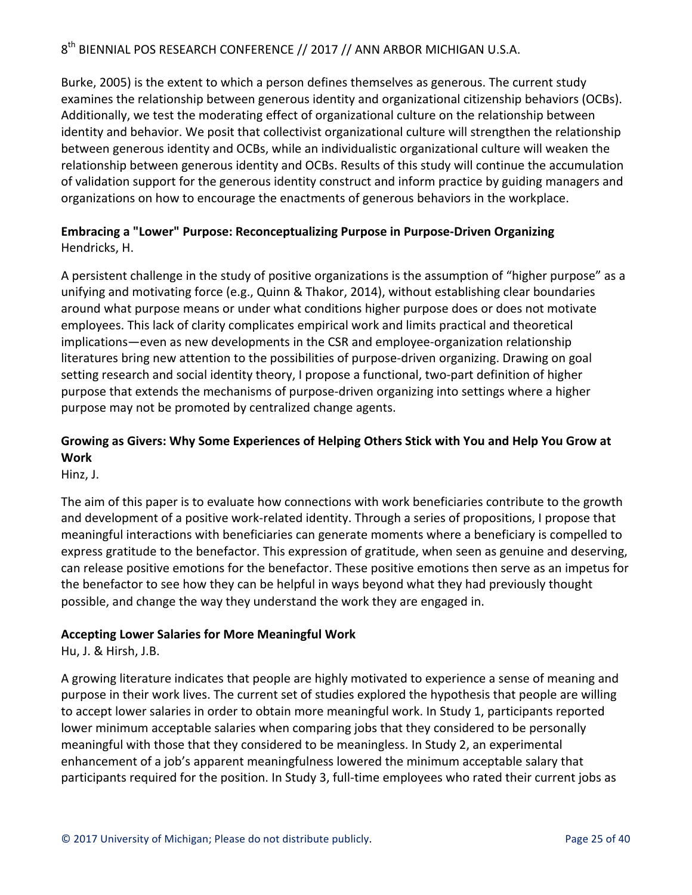Burke, 2005) is the extent to which a person defines themselves as generous. The current study examines the relationship between generous identity and organizational citizenship behaviors (OCBs). Additionally, we test the moderating effect of organizational culture on the relationship between identity and behavior. We posit that collectivist organizational culture will strengthen the relationship between generous identity and OCBs, while an individualistic organizational culture will weaken the relationship between generous identity and OCBs. Results of this study will continue the accumulation of validation support for the generous identity construct and inform practice by guiding managers and organizations on how to encourage the enactments of generous behaviors in the workplace.

**Embracing a "Lower" Purpose: Reconceptualizing Purpose in Purpose-Driven Organizing**
Hendricks, H.

A persistent challenge in the study of positive organizations is the assumption of "higher purpose" as a unifying and motivating force (e.g., Quinn & Thakor, 2014), without establishing clear boundaries around what purpose means or under what conditions higher purpose does or does not motivate employees. This lack of clarity complicates empirical work and limits practical and theoretical implications—even as new developments in the CSR and employee-organization relationship literatures bring new attention to the possibilities of purpose-driven organizing. Drawing on goal setting research and social identity theory, I propose a functional, two-part definition of higher purpose that extends the mechanisms of purpose-driven organizing into settings where a higher purpose may not be promoted by centralized change agents.

**Growing as Givers: Why Some Experiences of Helping Others Stick with You and Help You Grow at Work**
Hinz, J.

The aim of this paper is to evaluate how connections with work beneficiaries contribute to the growth and development of a positive work-related identity. Through a series of propositions, I propose that meaningful interactions with beneficiaries can generate moments where a beneficiary is compelled to express gratitude to the benefactor. This expression of gratitude, when seen as genuine and deserving, can release positive emotions for the benefactor. These positive emotions then serve as an impetus for the benefactor to see how they can be helpful in ways beyond what they had previously thought possible, and change the way they understand the work they are engaged in.

**Accepting Lower Salaries for More Meaningful Work**
Hu, J. & Hirsh, J.B.

A growing literature indicates that people are highly motivated to experience a sense of meaning and purpose in their work lives. The current set of studies explored the hypothesis that people are willing to accept lower salaries in order to obtain more meaningful work. In Study 1, participants reported lower minimum acceptable salaries when comparing jobs that they considered to be personally meaningful with those that they considered to be meaningless. In Study 2, an experimental enhancement of a job's apparent meaningfulness lowered the minimum acceptable salary that participants required for the position. In Study 3, full-time employees who rated their current jobs as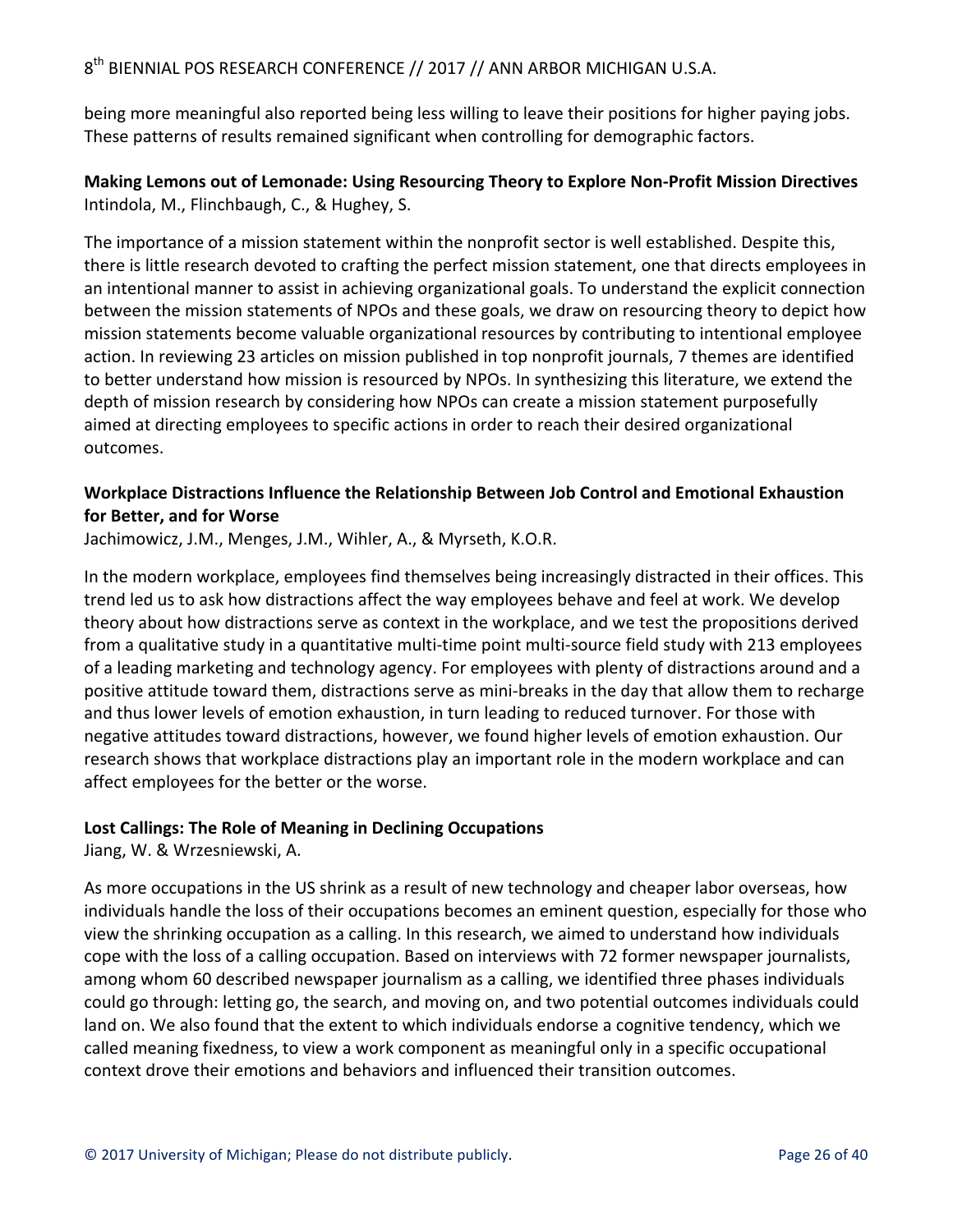being more meaningful also reported being less willing to leave their positions for higher paying jobs. These patterns of results remained significant when controlling for demographic factors.

**Making Lemons out of Lemonade: Using Resourcing Theory to Explore Non-Profit Mission Directives**
Intindola, M., Flinchbaugh, C., & Hughey, S.

The importance of a mission statement within the nonprofit sector is well established. Despite this, there is little research devoted to crafting the perfect mission statement, one that directs employees in an intentional manner to assist in achieving organizational goals. To understand the explicit connection between the mission statements of NPOs and these goals, we draw on resourcing theory to depict how mission statements become valuable organizational resources by contributing to intentional employee action. In reviewing 23 articles on mission published in top nonprofit journals, 7 themes are identified to better understand how mission is resourced by NPOs. In synthesizing this literature, we extend the depth of mission research by considering how NPOs can create a mission statement purposefully aimed at directing employees to specific actions in order to reach their desired organizational outcomes.

**Workplace Distractions Influence the Relationship Between Job Control and Emotional Exhaustion for Better, and for Worse**
Jachimowicz, J.M., Menges, J.M., Wihler, A., & Myrseth, K.O.R.

In the modern workplace, employees find themselves being increasingly distracted in their offices. This trend led us to ask how distractions affect the way employees behave and feel at work. We develop theory about how distractions serve as context in the workplace, and we test the propositions derived from a qualitative study in a quantitative multi-time point multi-source field study with 213 employees of a leading marketing and technology agency. For employees with plenty of distractions around and a positive attitude toward them, distractions serve as mini-breaks in the day that allow them to recharge and thus lower levels of emotion exhaustion, in turn leading to reduced turnover. For those with negative attitudes toward distractions, however, we found higher levels of emotion exhaustion. Our research shows that workplace distractions play an important role in the modern workplace and can affect employees for the better or the worse.

**Lost Callings: The Role of Meaning in Declining Occupations**
Jiang, W. & Wrzesniewski, A.

As more occupations in the US shrink as a result of new technology and cheaper labor overseas, how individuals handle the loss of their occupations becomes an eminent question, especially for those who view the shrinking occupation as a calling. In this research, we aimed to understand how individuals cope with the loss of a calling occupation. Based on interviews with 72 former newspaper journalists, among whom 60 described newspaper journalism as a calling, we identified three phases individuals could go through: letting go, the search, and moving on, and two potential outcomes individuals could land on. We also found that the extent to which individuals endorse a cognitive tendency, which we called meaning fixedness, to view a work component as meaningful only in a specific occupational context drove their emotions and behaviors and influenced their transition outcomes.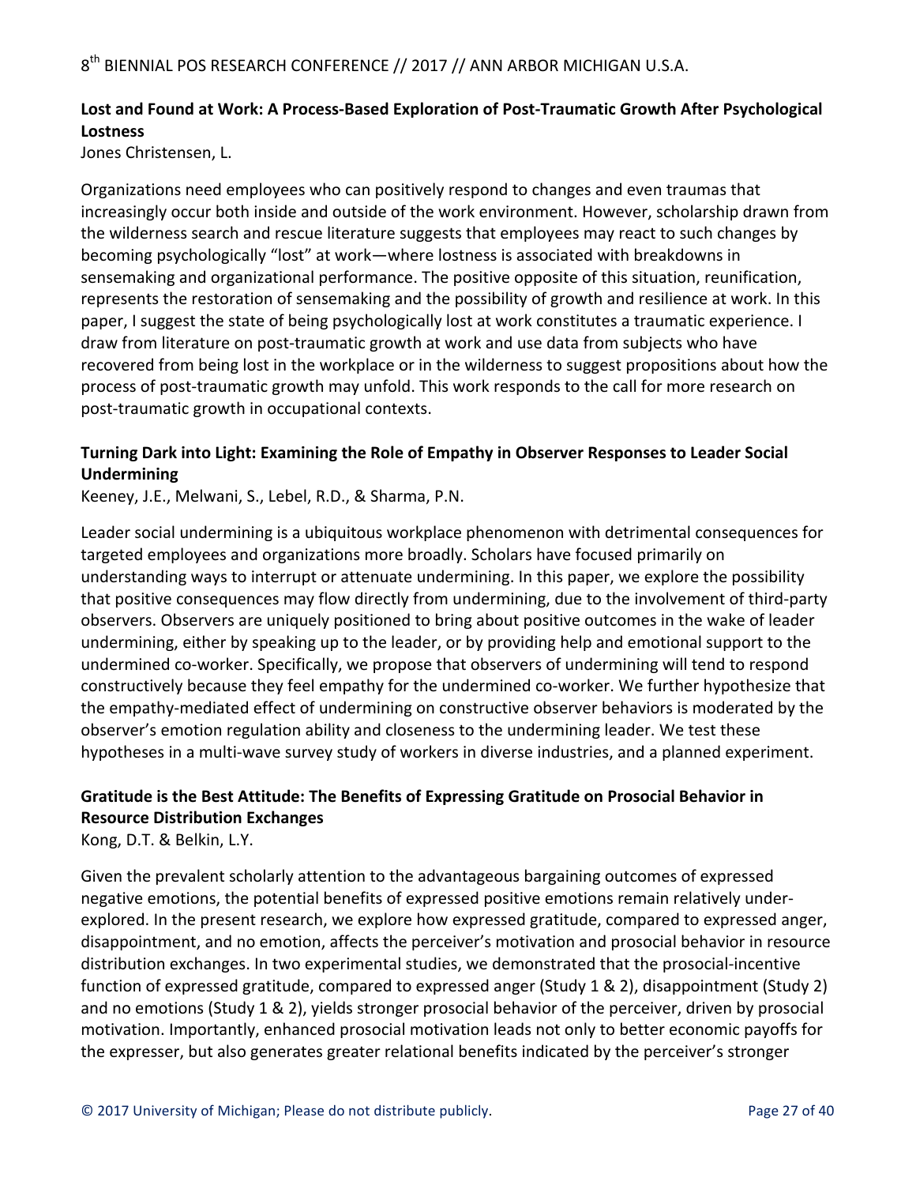**Lost and Found at Work: A Process-Based Exploration of Post-Traumatic Growth After Psychological Lostness**

Jones Christensen, L.

Organizations need employees who can positively respond to changes and even traumas that increasingly occur both inside and outside of the work environment. However, scholarship drawn from the wilderness search and rescue literature suggests that employees may react to such changes by becoming psychologically "lost" at work—where lostness is associated with breakdowns in sensemaking and organizational performance. The positive opposite of this situation, reunification, represents the restoration of sensemaking and the possibility of growth and resilience at work. In this paper, I suggest the state of being psychologically lost at work constitutes a traumatic experience. I draw from literature on post-traumatic growth at work and use data from subjects who have recovered from being lost in the workplace or in the wilderness to suggest propositions about how the process of post-traumatic growth may unfold. This work responds to the call for more research on post-traumatic growth in occupational contexts.

**Turning Dark into Light: Examining the Role of Empathy in Observer Responses to Leader Social Undermining**

Keeney, J.E., Melwani, S., Lebel, R.D., & Sharma, P.N.

Leader social undermining is a ubiquitous workplace phenomenon with detrimental consequences for targeted employees and organizations more broadly. Scholars have focused primarily on understanding ways to interrupt or attenuate undermining. In this paper, we explore the possibility that positive consequences may flow directly from undermining, due to the involvement of third-party observers. Observers are uniquely positioned to bring about positive outcomes in the wake of leader undermining, either by speaking up to the leader, or by providing help and emotional support to the undermined co-worker. Specifically, we propose that observers of undermining will tend to respond constructively because they feel empathy for the undermined co-worker. We further hypothesize that the empathy-mediated effect of undermining on constructive observer behaviors is moderated by the observer's emotion regulation ability and closeness to the undermining leader. We test these hypotheses in a multi-wave survey study of workers in diverse industries, and a planned experiment.

**Gratitude is the Best Attitude: The Benefits of Expressing Gratitude on Prosocial Behavior in Resource Distribution Exchanges**

Kong, D.T. & Belkin, L.Y.

Given the prevalent scholarly attention to the advantageous bargaining outcomes of expressed negative emotions, the potential benefits of expressed positive emotions remain relatively under-explored. In the present research, we explore how expressed gratitude, compared to expressed anger, disappointment, and no emotion, affects the perceiver's motivation and prosocial behavior in resource distribution exchanges. In two experimental studies, we demonstrated that the prosocial-incentive function of expressed gratitude, compared to expressed anger (Study 1 & 2), disappointment (Study 2) and no emotions (Study 1 & 2), yields stronger prosocial behavior of the perceiver, driven by prosocial motivation. Importantly, enhanced prosocial motivation leads not only to better economic payoffs for the expresser, but also generates greater relational benefits indicated by the perceiver's stronger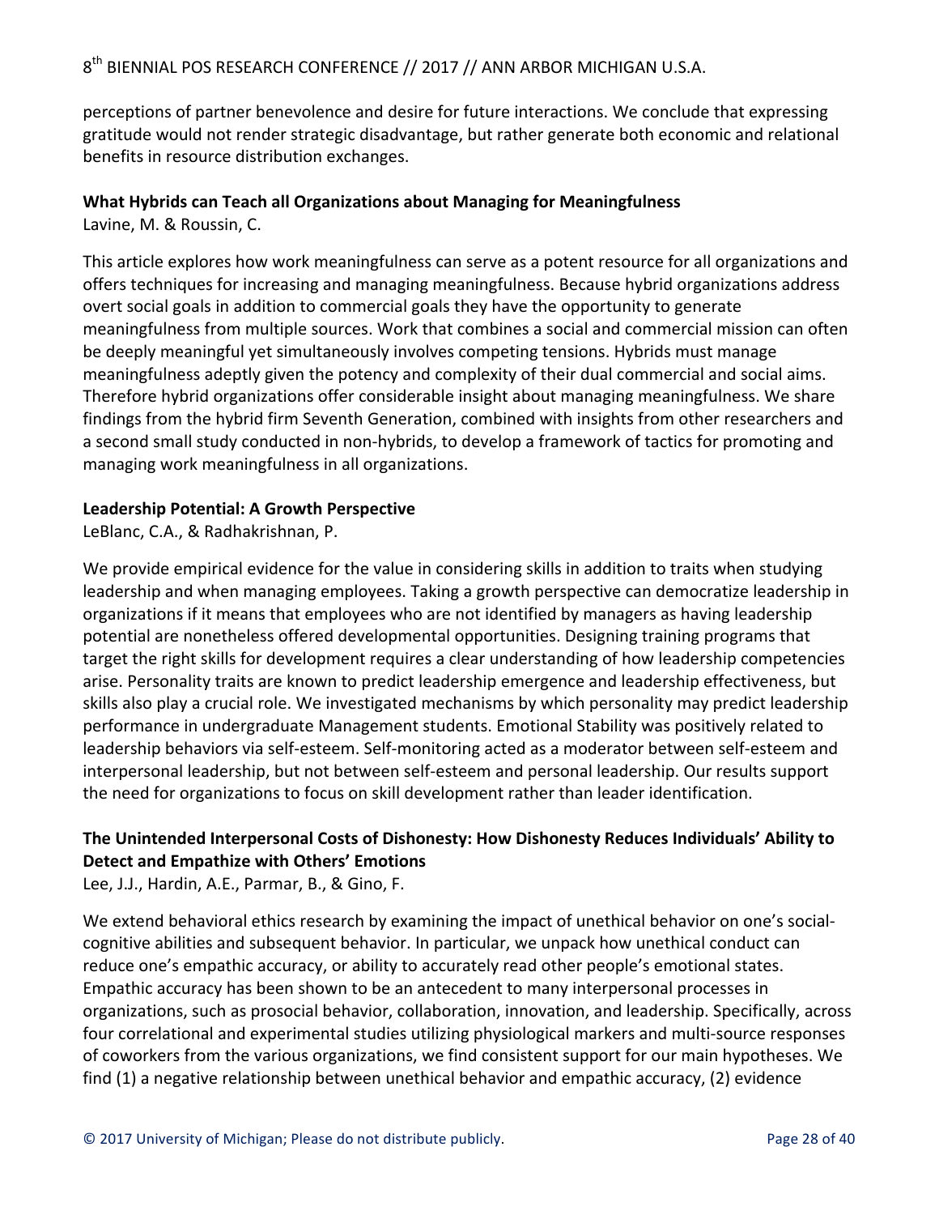perceptions of partner benevolence and desire for future interactions. We conclude that expressing gratitude would not render strategic disadvantage, but rather generate both economic and relational benefits in resource distribution exchanges.

**What Hybrids can Teach all Organizations about Managing for Meaningfulness**
Lavine, M. & Roussin, C.

This article explores how work meaningfulness can serve as a potent resource for all organizations and offers techniques for increasing and managing meaningfulness. Because hybrid organizations address overt social goals in addition to commercial goals they have the opportunity to generate meaningfulness from multiple sources. Work that combines a social and commercial mission can often be deeply meaningful yet simultaneously involves competing tensions. Hybrids must manage meaningfulness adeptly given the potency and complexity of their dual commercial and social aims. Therefore hybrid organizations offer considerable insight about managing meaningfulness. We share findings from the hybrid firm Seventh Generation, combined with insights from other researchers and a second small study conducted in non-hybrids, to develop a framework of tactics for promoting and managing work meaningfulness in all organizations.

**Leadership Potential: A Growth Perspective**
LeBlanc, C.A., & Radhakrishnan, P.

We provide empirical evidence for the value in considering skills in addition to traits when studying leadership and when managing employees. Taking a growth perspective can democratize leadership in organizations if it means that employees who are not identified by managers as having leadership potential are nonetheless offered developmental opportunities. Designing training programs that target the right skills for development requires a clear understanding of how leadership competencies arise. Personality traits are known to predict leadership emergence and leadership effectiveness, but skills also play a crucial role. We investigated mechanisms by which personality may predict leadership performance in undergraduate Management students. Emotional Stability was positively related to leadership behaviors via self-esteem. Self-monitoring acted as a moderator between self-esteem and interpersonal leadership, but not between self-esteem and personal leadership. Our results support the need for organizations to focus on skill development rather than leader identification.

**The Unintended Interpersonal Costs of Dishonesty: How Dishonesty Reduces Individuals' Ability to Detect and Empathize with Others' Emotions**
Lee, J.J., Hardin, A.E., Parmar, B., & Gino, F.

We extend behavioral ethics research by examining the impact of unethical behavior on one's social-cognitive abilities and subsequent behavior. In particular, we unpack how unethical conduct can reduce one's empathic accuracy, or ability to accurately read other people's emotional states. Empathic accuracy has been shown to be an antecedent to many interpersonal processes in organizations, such as prosocial behavior, collaboration, innovation, and leadership. Specifically, across four correlational and experimental studies utilizing physiological markers and multi-source responses of coworkers from the various organizations, we find consistent support for our main hypotheses. We find (1) a negative relationship between unethical behavior and empathic accuracy, (2) evidence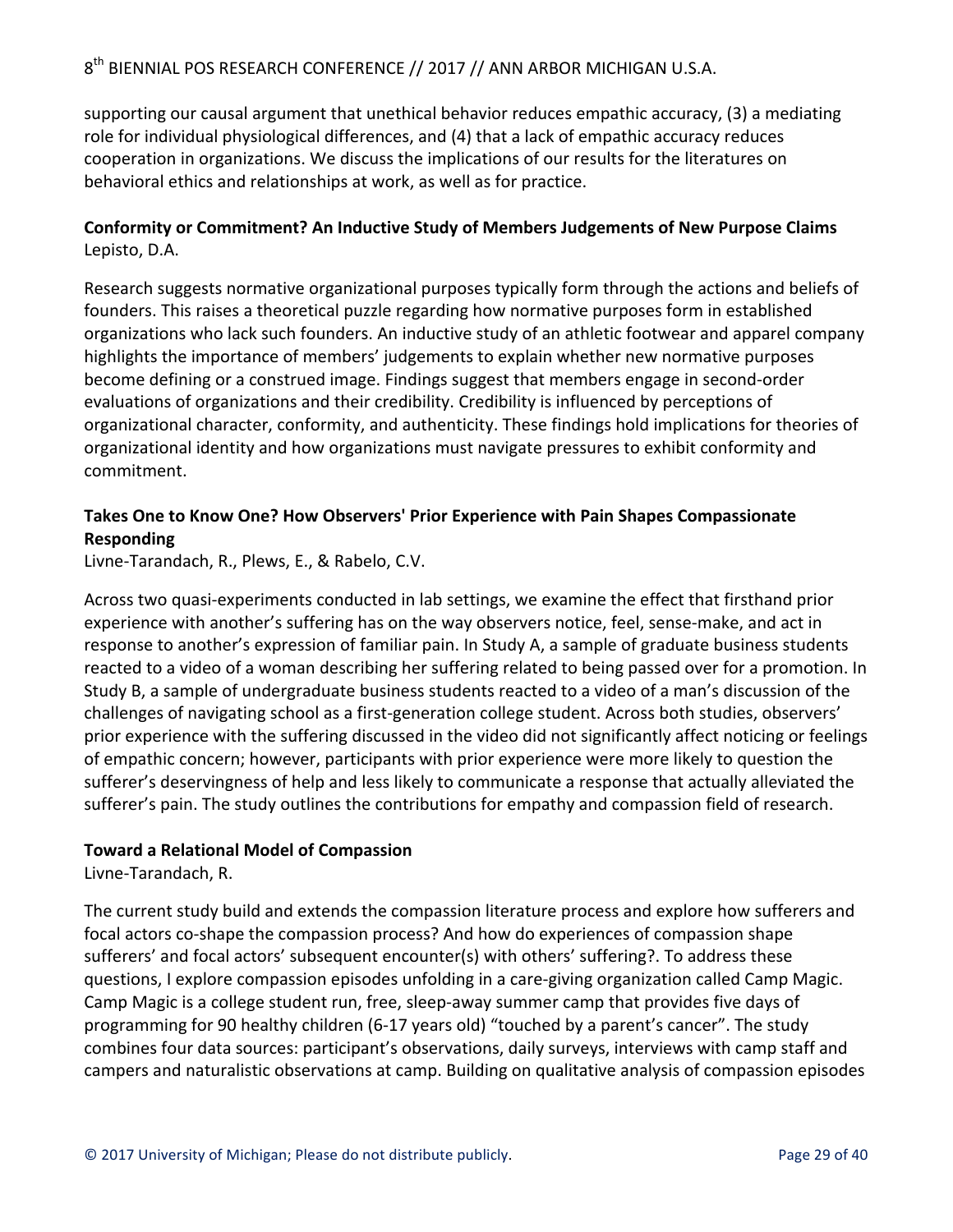supporting our causal argument that unethical behavior reduces empathic accuracy, (3) a mediating role for individual physiological differences, and (4) that a lack of empathic accuracy reduces cooperation in organizations. We discuss the implications of our results for the literatures on behavioral ethics and relationships at work, as well as for practice.

**Conformity or Commitment? An Inductive Study of Members Judgements of New Purpose Claims**
Lepisto, D.A.

Research suggests normative organizational purposes typically form through the actions and beliefs of founders. This raises a theoretical puzzle regarding how normative purposes form in established organizations who lack such founders. An inductive study of an athletic footwear and apparel company highlights the importance of members' judgements to explain whether new normative purposes become defining or a construed image. Findings suggest that members engage in second-order evaluations of organizations and their credibility. Credibility is influenced by perceptions of organizational character, conformity, and authenticity. These findings hold implications for theories of organizational identity and how organizations must navigate pressures to exhibit conformity and commitment.

**Takes One to Know One? How Observers' Prior Experience with Pain Shapes Compassionate Responding**
Livne-Tarandach, R., Plews, E., & Rabelo, C.V.

Across two quasi-experiments conducted in lab settings, we examine the effect that firsthand prior experience with another's suffering has on the way observers notice, feel, sense-make, and act in response to another's expression of familiar pain. In Study A, a sample of graduate business students reacted to a video of a woman describing her suffering related to being passed over for a promotion. In Study B, a sample of undergraduate business students reacted to a video of a man's discussion of the challenges of navigating school as a first-generation college student. Across both studies, observers' prior experience with the suffering discussed in the video did not significantly affect noticing or feelings of empathic concern; however, participants with prior experience were more likely to question the sufferer's deservingness of help and less likely to communicate a response that actually alleviated the sufferer's pain. The study outlines the contributions for empathy and compassion field of research.

**Toward a Relational Model of Compassion**
Livne-Tarandach, R.

The current study build and extends the compassion literature process and explore how sufferers and focal actors co-shape the compassion process? And how do experiences of compassion shape sufferers' and focal actors' subsequent encounter(s) with others' suffering?. To address these questions, I explore compassion episodes unfolding in a care-giving organization called Camp Magic. Camp Magic is a college student run, free, sleep-away summer camp that provides five days of programming for 90 healthy children (6-17 years old) "touched by a parent's cancer". The study combines four data sources: participant's observations, daily surveys, interviews with camp staff and campers and naturalistic observations at camp. Building on qualitative analysis of compassion episodes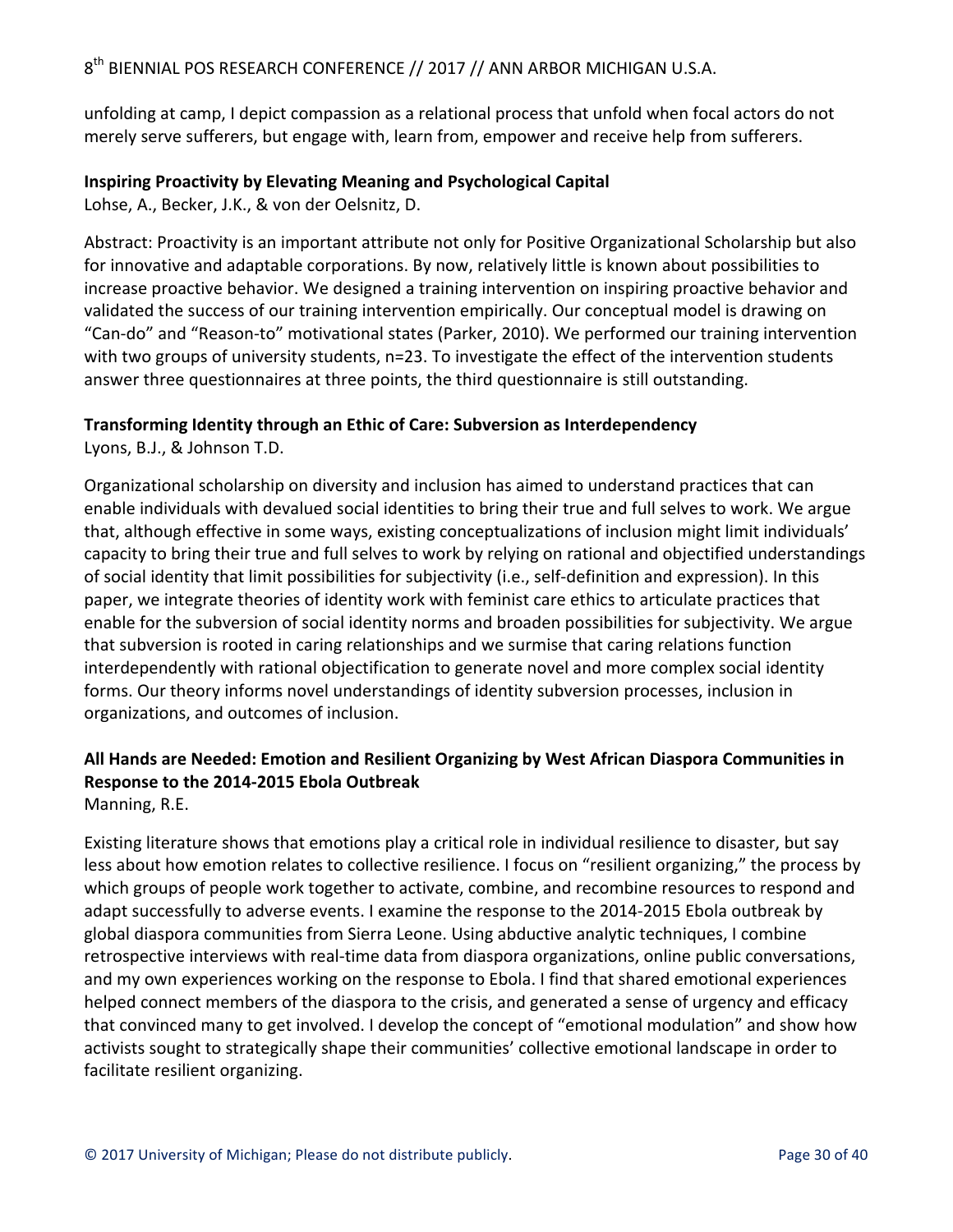unfolding at camp, I depict compassion as a relational process that unfold when focal actors do not merely serve sufferers, but engage with, learn from, empower and receive help from sufferers.

**Inspiring Proactivity by Elevating Meaning and Psychological Capital**

Lohse, A., Becker, J.K., & von der Oelsnitz, D.

Abstract: Proactivity is an important attribute not only for Positive Organizational Scholarship but also for innovative and adaptable corporations. By now, relatively little is known about possibilities to increase proactive behavior. We designed a training intervention on inspiring proactive behavior and validated the success of our training intervention empirically. Our conceptual model is drawing on "Can-do" and "Reason-to" motivational states (Parker, 2010). We performed our training intervention with two groups of university students, n=23. To investigate the effect of the intervention students answer three questionnaires at three points, the third questionnaire is still outstanding.

**Transforming Identity through an Ethic of Care: Subversion as Interdependency**

Lyons, B.J., & Johnson T.D.

Organizational scholarship on diversity and inclusion has aimed to understand practices that can enable individuals with devalued social identities to bring their true and full selves to work. We argue that, although effective in some ways, existing conceptualizations of inclusion might limit individuals' capacity to bring their true and full selves to work by relying on rational and objectified understandings of social identity that limit possibilities for subjectivity (i.e., self-definition and expression). In this paper, we integrate theories of identity work with feminist care ethics to articulate practices that enable for the subversion of social identity norms and broaden possibilities for subjectivity. We argue that subversion is rooted in caring relationships and we surmise that caring relations function interdependently with rational objectification to generate novel and more complex social identity forms. Our theory informs novel understandings of identity subversion processes, inclusion in organizations, and outcomes of inclusion.

**All Hands are Needed: Emotion and Resilient Organizing by West African Diaspora Communities in Response to the 2014-2015 Ebola Outbreak**

Manning, R.E.

Existing literature shows that emotions play a critical role in individual resilience to disaster, but say less about how emotion relates to collective resilience. I focus on "resilient organizing," the process by which groups of people work together to activate, combine, and recombine resources to respond and adapt successfully to adverse events. I examine the response to the 2014-2015 Ebola outbreak by global diaspora communities from Sierra Leone. Using abductive analytic techniques, I combine retrospective interviews with real-time data from diaspora organizations, online public conversations, and my own experiences working on the response to Ebola. I find that shared emotional experiences helped connect members of the diaspora to the crisis, and generated a sense of urgency and efficacy that convinced many to get involved. I develop the concept of "emotional modulation" and show how activists sought to strategically shape their communities' collective emotional landscape in order to facilitate resilient organizing.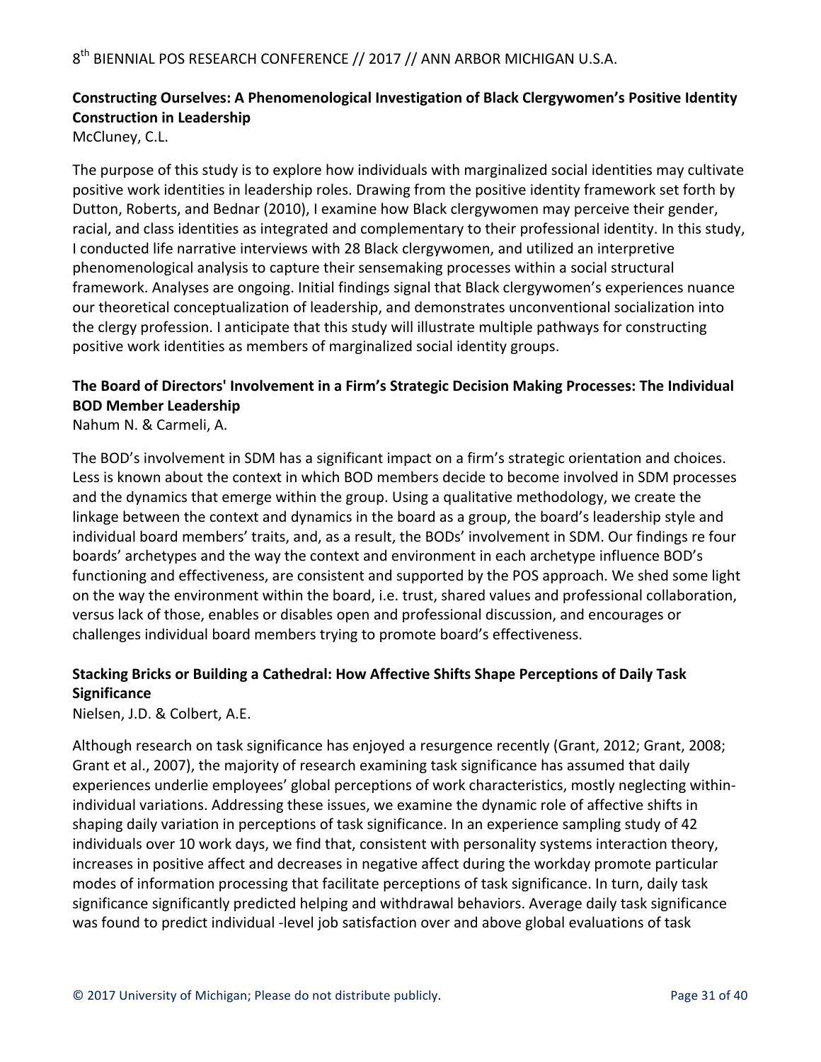### Constructing Ourselves: A Phenomenological Investigation of Black Clergywomen's Positive Identity Construction in Leadership

McCluney, C.L.

The purpose of this study is to explore how individuals with marginalized social identities may cultivate positive work identities in leadership roles. Drawing from the positive identity framework set forth by Dutton, Roberts, and Bednar (2010), I examine how Black clergywomen may perceive their gender, racial, and class identities as integrated and complementary to their professional identity. In this study, I conducted life narrative interviews with 28 Black clergywomen, and utilized an interpretive phenomenological analysis to capture their sensemaking processes within a social structural framework. Analyses are ongoing. Initial findings signal that Black clergywomen's experiences nuance our theoretical conceptualization of leadership, and demonstrates unconventional socialization into the clergy profession. I anticipate that this study will illustrate multiple pathways for constructing positive work identities as members of marginalized social identity groups.

### The Board of Directors' Involvement in a Firm's Strategic Decision Making Processes: The Individual BOD Member Leadership

Nahum N. & Carmeli, A.

The BOD's involvement in SDM has a significant impact on a firm's strategic orientation and choices. Less is known about the context in which BOD members decide to become involved in SDM processes and the dynamics that emerge within the group. Using a qualitative methodology, we create the linkage between the context and dynamics in the board as a group, the board's leadership style and individual board members' traits, and, as a result, the BODs' involvement in SDM. Our findings re four boards' archetypes and the way the context and environment in each archetype influence BOD's functioning and effectiveness, are consistent and supported by the POS approach. We shed some light on the way the environment within the board, i.e. trust, shared values and professional collaboration, versus lack of those, enables or disables open and professional discussion, and encourages or challenges individual board members trying to promote board's effectiveness.

### Stacking Bricks or Building a Cathedral: How Affective Shifts Shape Perceptions of Daily Task Significance

Nielsen, J.D. & Colbert, A.E.

Although research on task significance has enjoyed a resurgence recently (Grant, 2012; Grant, 2008; Grant et al., 2007), the majority of research examining task significance has assumed that daily experiences underlie employees' global perceptions of work characteristics, mostly neglecting within-individual variations. Addressing these issues, we examine the dynamic role of affective shifts in shaping daily variation in perceptions of task significance. In an experience sampling study of 42 individuals over 10 work days, we find that, consistent with personality systems interaction theory, increases in positive affect and decreases in negative affect during the workday promote particular modes of information processing that facilitate perceptions of task significance. In turn, daily task significance significantly predicted helping and withdrawal behaviors. Average daily task significance was found to predict individual -level job satisfaction over and above global evaluations of task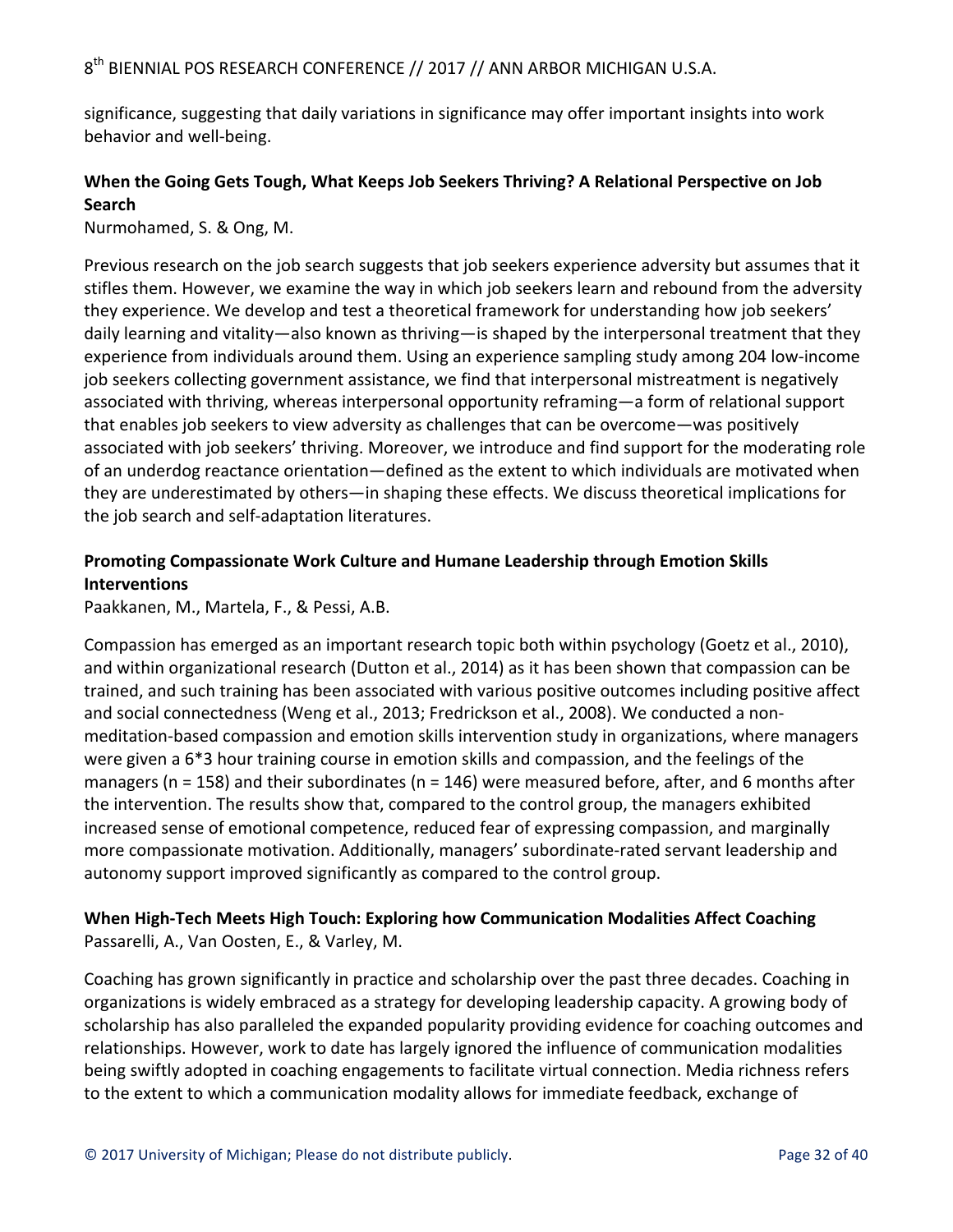significance, suggesting that daily variations in significance may offer important insights into work behavior and well-being.

### When the Going Gets Tough, What Keeps Job Seekers Thriving? A Relational Perspective on Job Search

Nurmohamed, S. & Ong, M.

Previous research on the job search suggests that job seekers experience adversity but assumes that it stifles them. However, we examine the way in which job seekers learn and rebound from the adversity they experience. We develop and test a theoretical framework for understanding how job seekers' daily learning and vitality—also known as thriving—is shaped by the interpersonal treatment that they experience from individuals around them. Using an experience sampling study among 204 low-income job seekers collecting government assistance, we find that interpersonal mistreatment is negatively associated with thriving, whereas interpersonal opportunity reframing—a form of relational support that enables job seekers to view adversity as challenges that can be overcome—was positively associated with job seekers' thriving. Moreover, we introduce and find support for the moderating role of an underdog reactance orientation—defined as the extent to which individuals are motivated when they are underestimated by others—in shaping these effects. We discuss theoretical implications for the job search and self-adaptation literatures.

### Promoting Compassionate Work Culture and Humane Leadership through Emotion Skills Interventions

Paakkanen, M., Martela, F., & Pessi, A.B.

Compassion has emerged as an important research topic both within psychology (Goetz et al., 2010), and within organizational research (Dutton et al., 2014) as it has been shown that compassion can be trained, and such training has been associated with various positive outcomes including positive affect and social connectedness (Weng et al., 2013; Fredrickson et al., 2008). We conducted a non-meditation-based compassion and emotion skills intervention study in organizations, where managers were given a 6*3 hour training course in emotion skills and compassion, and the feelings of the managers ($n = 158$) and their subordinates ($n = 146$) were measured before, after, and 6 months after the intervention. The results show that, compared to the control group, the managers exhibited increased sense of emotional competence, reduced fear of expressing compassion, and marginally more compassionate motivation. Additionally, managers' subordinate-rated servant leadership and autonomy support improved significantly as compared to the control group.

### When High-Tech Meets High Touch: Exploring how Communication Modalities Affect Coaching

Passarelli, A., Van Oosten, E., & Varley, M.

Coaching has grown significantly in practice and scholarship over the past three decades. Coaching in organizations is widely embraced as a strategy for developing leadership capacity. A growing body of scholarship has also paralleled the expanded popularity providing evidence for coaching outcomes and relationships. However, work to date has largely ignored the influence of communication modalities being swiftly adopted in coaching engagements to facilitate virtual connection. Media richness refers to the extent to which a communication modality allows for immediate feedback, exchange of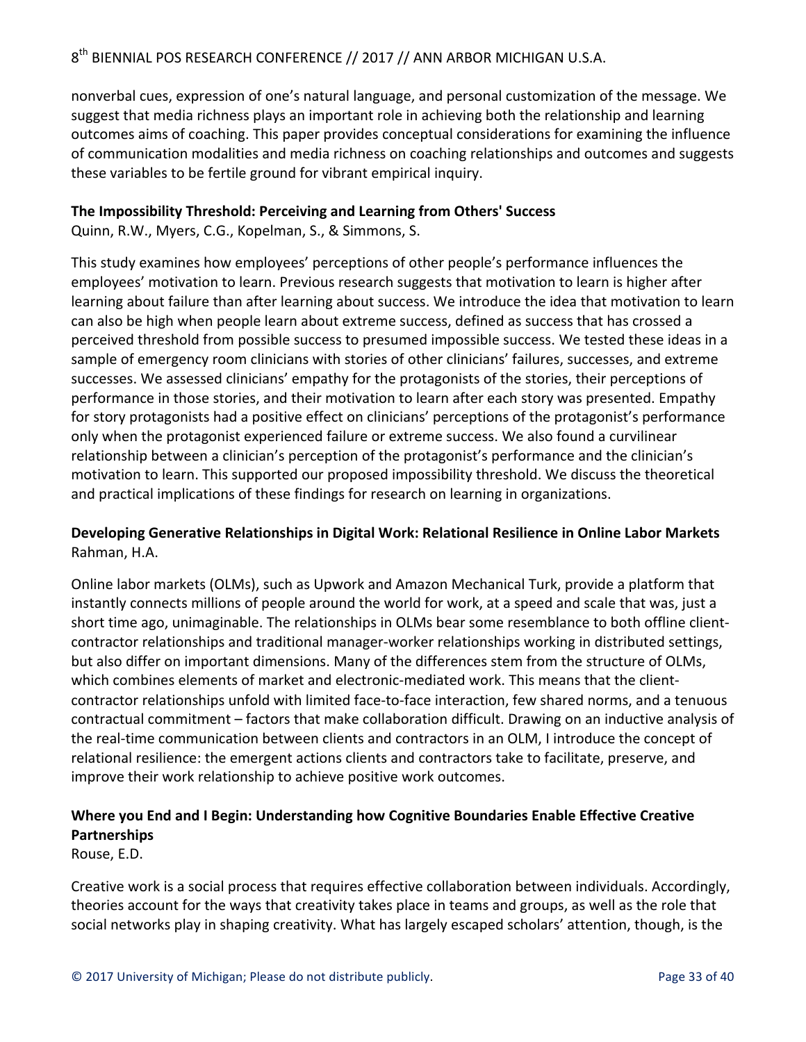nonverbal cues, expression of one's natural language, and personal customization of the message. We suggest that media richness plays an important role in achieving both the relationship and learning outcomes aims of coaching. This paper provides conceptual considerations for examining the influence of communication modalities and media richness on coaching relationships and outcomes and suggests these variables to be fertile ground for vibrant empirical inquiry.

**The Impossibility Threshold: Perceiving and Learning from Others' Success**
Quinn, R.W., Myers, C.G., Kopelman, S., & Simmons, S.

This study examines how employees' perceptions of other people's performance influences the employees' motivation to learn. Previous research suggests that motivation to learn is higher after learning about failure than after learning about success. We introduce the idea that motivation to learn can also be high when people learn about extreme success, defined as success that has crossed a perceived threshold from possible success to presumed impossible success. We tested these ideas in a sample of emergency room clinicians with stories of other clinicians' failures, successes, and extreme successes. We assessed clinicians' empathy for the protagonists of the stories, their perceptions of performance in those stories, and their motivation to learn after each story was presented. Empathy for story protagonists had a positive effect on clinicians' perceptions of the protagonist's performance only when the protagonist experienced failure or extreme success. We also found a curvilinear relationship between a clinician's perception of the protagonist's performance and the clinician's motivation to learn. This supported our proposed impossibility threshold. We discuss the theoretical and practical implications of these findings for research on learning in organizations.

**Developing Generative Relationships in Digital Work: Relational Resilience in Online Labor Markets**
Rahman, H.A.

Online labor markets (OLMs), such as Upwork and Amazon Mechanical Turk, provide a platform that instantly connects millions of people around the world for work, at a speed and scale that was, just a short time ago, unimaginable. The relationships in OLMs bear some resemblance to both offline client-contractor relationships and traditional manager-worker relationships working in distributed settings, but also differ on important dimensions. Many of the differences stem from the structure of OLMs, which combines elements of market and electronic-mediated work. This means that the client-contractor relationships unfold with limited face-to-face interaction, few shared norms, and a tenuous contractual commitment – factors that make collaboration difficult. Drawing on an inductive analysis of the real-time communication between clients and contractors in an OLM, I introduce the concept of relational resilience: the emergent actions clients and contractors take to facilitate, preserve, and improve their work relationship to achieve positive work outcomes.

**Where you End and I Begin: Understanding how Cognitive Boundaries Enable Effective Creative Partnerships**
Rouse, E.D.

Creative work is a social process that requires effective collaboration between individuals. Accordingly, theories account for the ways that creativity takes place in teams and groups, as well as the role that social networks play in shaping creativity. What has largely escaped scholars' attention, though, is the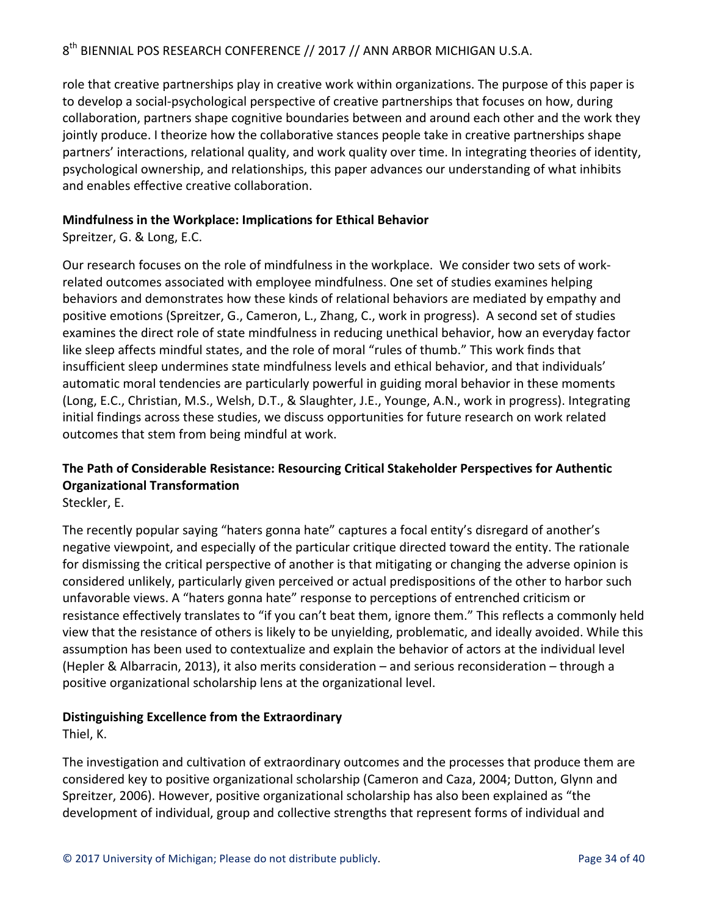role that creative partnerships play in creative work within organizations. The purpose of this paper is to develop a social-psychological perspective of creative partnerships that focuses on how, during collaboration, partners shape cognitive boundaries between and around each other and the work they jointly produce. I theorize how the collaborative stances people take in creative partnerships shape partners' interactions, relational quality, and work quality over time. In integrating theories of identity, psychological ownership, and relationships, this paper advances our understanding of what inhibits and enables effective creative collaboration.

**Mindfulness in the Workplace: Implications for Ethical Behavior**
Spreitzer, G. & Long, E.C.

Our research focuses on the role of mindfulness in the workplace. We consider two sets of work-related outcomes associated with employee mindfulness. One set of studies examines helping behaviors and demonstrates how these kinds of relational behaviors are mediated by empathy and positive emotions (Spreitzer, G., Cameron, L., Zhang, C., work in progress). A second set of studies examines the direct role of state mindfulness in reducing unethical behavior, how an everyday factor like sleep affects mindful states, and the role of moral "rules of thumb." This work finds that insufficient sleep undermines state mindfulness levels and ethical behavior, and that individuals' automatic moral tendencies are particularly powerful in guiding moral behavior in these moments (Long, E.C., Christian, M.S., Welsh, D.T., & Slaughter, J.E., Younge, A.N., work in progress). Integrating initial findings across these studies, we discuss opportunities for future research on work related outcomes that stem from being mindful at work.

**The Path of Considerable Resistance: Resourcing Critical Stakeholder Perspectives for Authentic Organizational Transformation**
Steckler, E.

The recently popular saying "haters gonna hate" captures a focal entity's disregard of another's negative viewpoint, and especially of the particular critique directed toward the entity. The rationale for dismissing the critical perspective of another is that mitigating or changing the adverse opinion is considered unlikely, particularly given perceived or actual predispositions of the other to harbor such unfavorable views. A "haters gonna hate" response to perceptions of entrenched criticism or resistance effectively translates to "if you can't beat them, ignore them." This reflects a commonly held view that the resistance of others is likely to be unyielding, problematic, and ideally avoided. While this assumption has been used to contextualize and explain the behavior of actors at the individual level (Hepler & Albarracin, 2013), it also merits consideration – and serious reconsideration – through a positive organizational scholarship lens at the organizational level.

**Distinguishing Excellence from the Extraordinary**
Thiel, K.

The investigation and cultivation of extraordinary outcomes and the processes that produce them are considered key to positive organizational scholarship (Cameron and Caza, 2004; Dutton, Glynn and Spreitzer, 2006). However, positive organizational scholarship has also been explained as "the development of individual, group and collective strengths that represent forms of individual and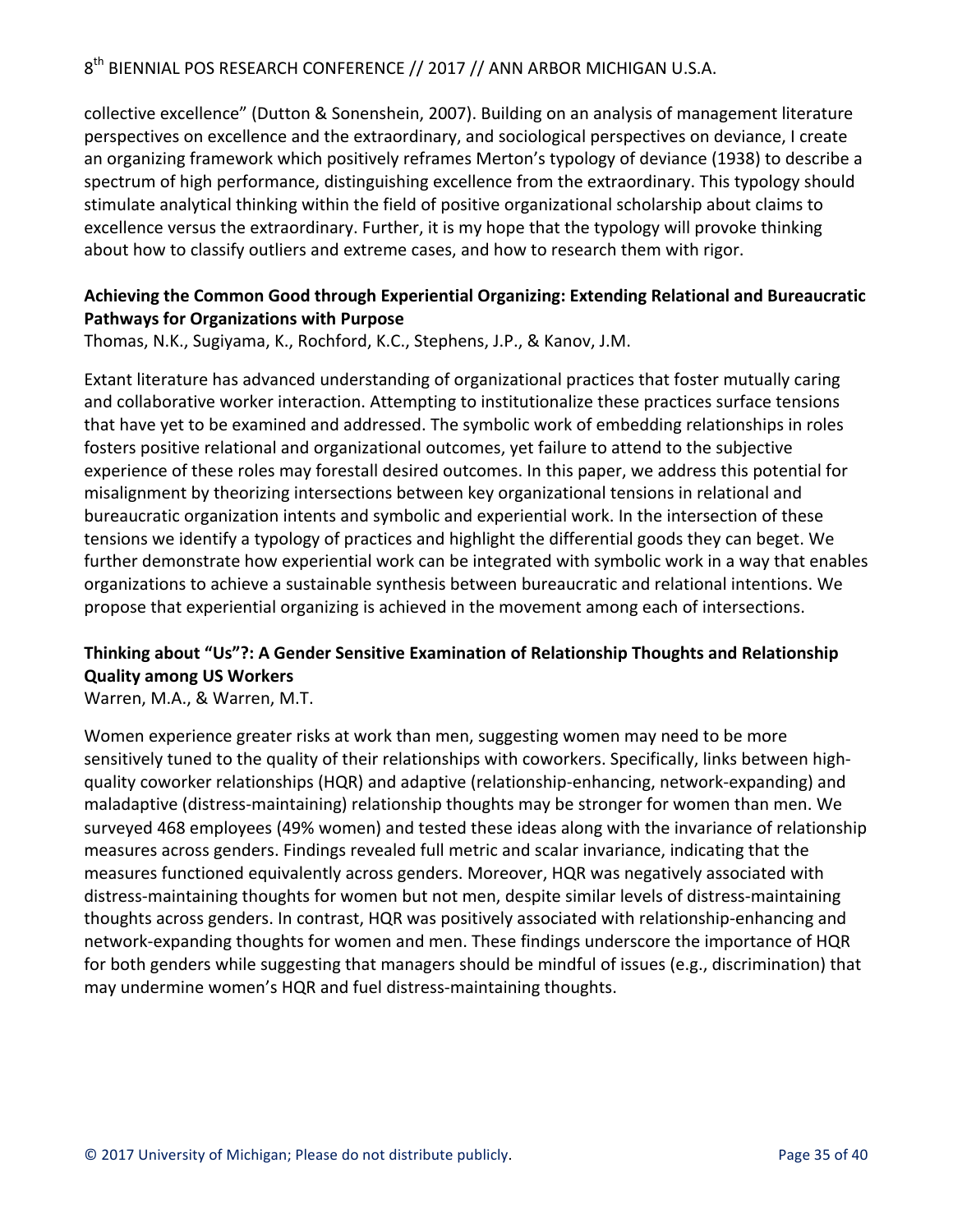collective excellence" (Dutton & Sonenshein, 2007). Building on an analysis of management literature perspectives on excellence and the extraordinary, and sociological perspectives on deviance, I create an organizing framework which positively reframes Merton's typology of deviance (1938) to describe a spectrum of high performance, distinguishing excellence from the extraordinary. This typology should stimulate analytical thinking within the field of positive organizational scholarship about claims to excellence versus the extraordinary. Further, it is my hope that the typology will provoke thinking about how to classify outliers and extreme cases, and how to research them with rigor.

**Achieving the Common Good through Experiential Organizing: Extending Relational and Bureaucratic Pathways for Organizations with Purpose**

Thomas, N.K., Sugiyama, K., Rochford, K.C., Stephens, J.P., & Kanov, J.M.

Extant literature has advanced understanding of organizational practices that foster mutually caring and collaborative worker interaction. Attempting to institutionalize these practices surface tensions that have yet to be examined and addressed. The symbolic work of embedding relationships in roles fosters positive relational and organizational outcomes, yet failure to attend to the subjective experience of these roles may forestall desired outcomes. In this paper, we address this potential for misalignment by theorizing intersections between key organizational tensions in relational and bureaucratic organization intents and symbolic and experiential work. In the intersection of these tensions we identify a typology of practices and highlight the differential goods they can beget. We further demonstrate how experiential work can be integrated with symbolic work in a way that enables organizations to achieve a sustainable synthesis between bureaucratic and relational intentions. We propose that experiential organizing is achieved in the movement among each of intersections.

**Thinking about "Us"?: A Gender Sensitive Examination of Relationship Thoughts and Relationship Quality among US Workers**

Warren, M.A., & Warren, M.T.

Women experience greater risks at work than men, suggesting women may need to be more sensitively tuned to the quality of their relationships with coworkers. Specifically, links between high-quality coworker relationships (HQR) and adaptive (relationship-enhancing, network-expanding) and maladaptive (distress-maintaining) relationship thoughts may be stronger for women than men. We surveyed 468 employees (49% women) and tested these ideas along with the invariance of relationship measures across genders. Findings revealed full metric and scalar invariance, indicating that the measures functioned equivalently across genders. Moreover, HQR was negatively associated with distress-maintaining thoughts for women but not men, despite similar levels of distress-maintaining thoughts across genders. In contrast, HQR was positively associated with relationship-enhancing and network-expanding thoughts for women and men. These findings underscore the importance of HQR for both genders while suggesting that managers should be mindful of issues (e.g., discrimination) that may undermine women's HQR and fuel distress-maintaining thoughts.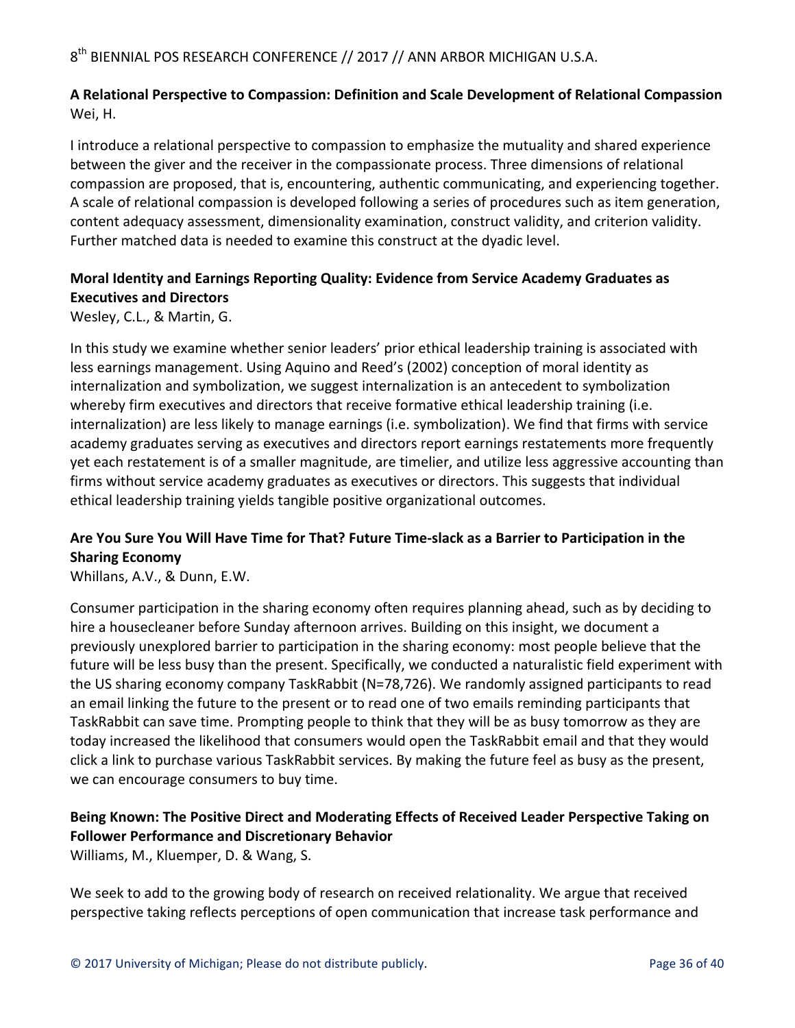**A Relational Perspective to Compassion: Definition and Scale Development of Relational Compassion**
Wei, H.

I introduce a relational perspective to compassion to emphasize the mutuality and shared experience between the giver and the receiver in the compassionate process. Three dimensions of relational compassion are proposed, that is, encountering, authentic communicating, and experiencing together. A scale of relational compassion is developed following a series of procedures such as item generation, content adequacy assessment, dimensionality examination, construct validity, and criterion validity. Further matched data is needed to examine this construct at the dyadic level.

**Moral Identity and Earnings Reporting Quality: Evidence from Service Academy Graduates as Executives and Directors**
Wesley, C.L., & Martin, G.

In this study we examine whether senior leaders' prior ethical leadership training is associated with less earnings management. Using Aquino and Reed's (2002) conception of moral identity as internalization and symbolization, we suggest internalization is an antecedent to symbolization whereby firm executives and directors that receive formative ethical leadership training (i.e. internalization) are less likely to manage earnings (i.e. symbolization). We find that firms with service academy graduates serving as executives and directors report earnings restatements more frequently yet each restatement is of a smaller magnitude, are timelier, and utilize less aggressive accounting than firms without service academy graduates as executives or directors. This suggests that individual ethical leadership training yields tangible positive organizational outcomes.

**Are You Sure You Will Have Time for That? Future Time-slack as a Barrier to Participation in the Sharing Economy**
Whillans, A.V., & Dunn, E.W.

Consumer participation in the sharing economy often requires planning ahead, such as by deciding to hire a housecleaner before Sunday afternoon arrives. Building on this insight, we document a previously unexplored barrier to participation in the sharing economy: most people believe that the future will be less busy than the present. Specifically, we conducted a naturalistic field experiment with the US sharing economy company TaskRabbit (N=78,726). We randomly assigned participants to read an email linking the future to the present or to read one of two emails reminding participants that TaskRabbit can save time. Prompting people to think that they will be as busy tomorrow as they are today increased the likelihood that consumers would open the TaskRabbit email and that they would click a link to purchase various TaskRabbit services. By making the future feel as busy as the present, we can encourage consumers to buy time.

**Being Known: The Positive Direct and Moderating Effects of Received Leader Perspective Taking on Follower Performance and Discretionary Behavior**
Williams, M., Kluemper, D. & Wang, S.

We seek to add to the growing body of research on received relationality. We argue that received perspective taking reflects perceptions of open communication that increase task performance and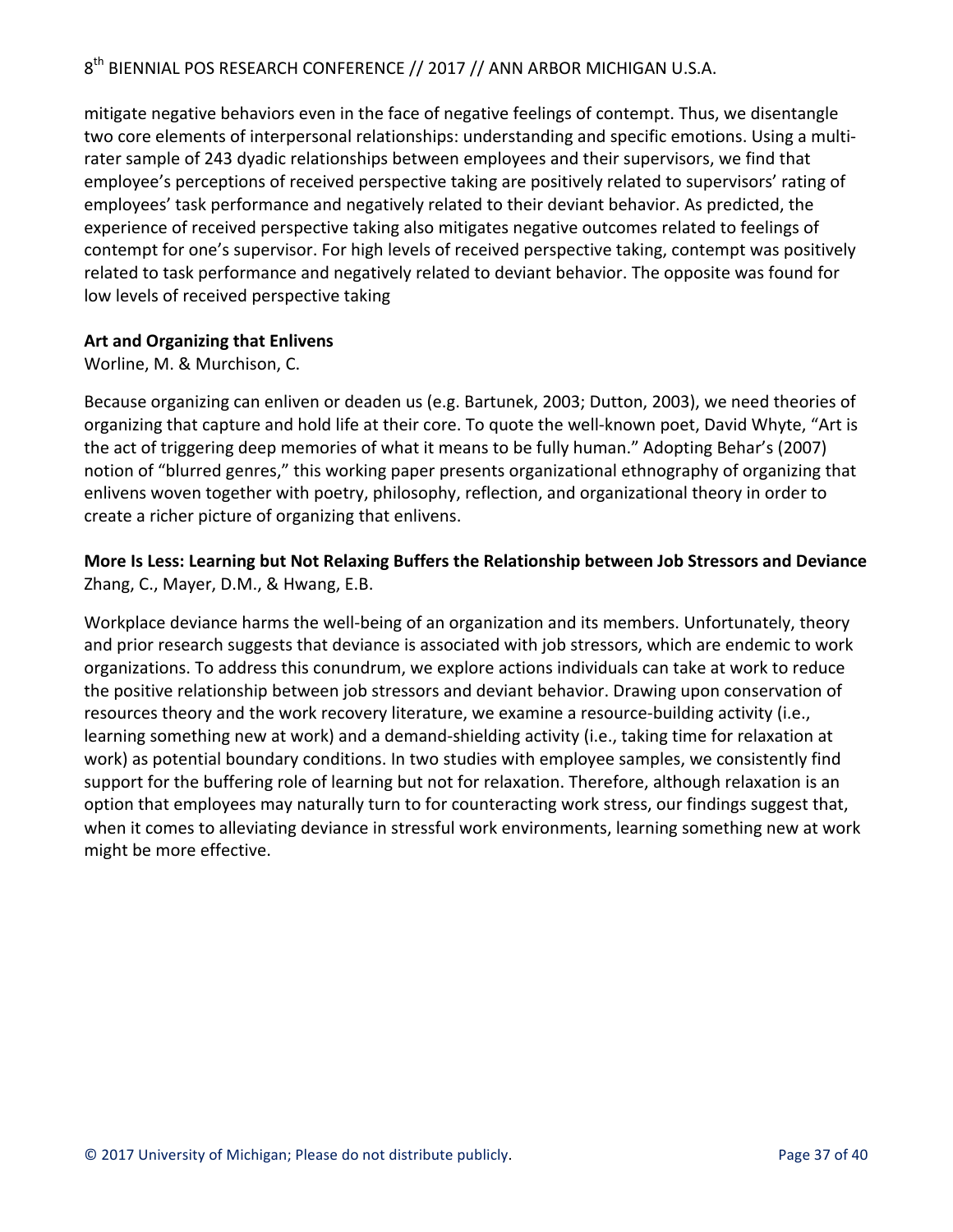mitigate negative behaviors even in the face of negative feelings of contempt. Thus, we disentangle two core elements of interpersonal relationships: understanding and specific emotions. Using a multi-rater sample of 243 dyadic relationships between employees and their supervisors, we find that employee's perceptions of received perspective taking are positively related to supervisors' rating of employees' task performance and negatively related to their deviant behavior. As predicted, the experience of received perspective taking also mitigates negative outcomes related to feelings of contempt for one's supervisor. For high levels of received perspective taking, contempt was positively related to task performance and negatively related to deviant behavior. The opposite was found for low levels of received perspective taking

**Art and Organizing that Enlivens**
Worline, M. & Murchison, C.

Because organizing can enliven or deaden us (e.g. Bartunek, 2003; Dutton, 2003), we need theories of organizing that capture and hold life at their core. To quote the well-known poet, David Whyte, "Art is the act of triggering deep memories of what it means to be fully human." Adopting Behar's (2007) notion of "blurred genres," this working paper presents organizational ethnography of organizing that enlivens woven together with poetry, philosophy, reflection, and organizational theory in order to create a richer picture of organizing that enlivens.

**More Is Less: Learning but Not Relaxing Buffers the Relationship between Job Stressors and Deviance**
Zhang, C., Mayer, D.M., & Hwang, E.B.

Workplace deviance harms the well-being of an organization and its members. Unfortunately, theory and prior research suggests that deviance is associated with job stressors, which are endemic to work organizations. To address this conundrum, we explore actions individuals can take at work to reduce the positive relationship between job stressors and deviant behavior. Drawing upon conservation of resources theory and the work recovery literature, we examine a resource-building activity (i.e., learning something new at work) and a demand-shielding activity (i.e., taking time for relaxation at work) as potential boundary conditions. In two studies with employee samples, we consistently find support for the buffering role of learning but not for relaxation. Therefore, although relaxation is an option that employees may naturally turn to for counteracting work stress, our findings suggest that, when it comes to alleviating deviance in stressful work environments, learning something new at work might be more effective.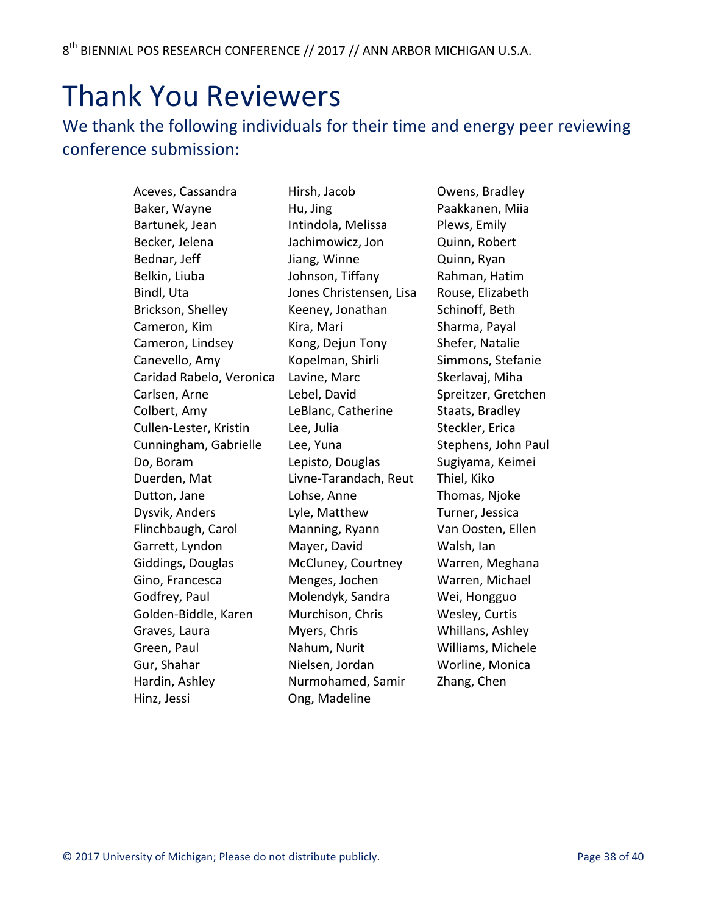# Thank You Reviewers

We thank the following individuals for their time and energy peer reviewing conference submission:

Aceves, Cassandra
Baker, Wayne
Bartunek, Jean
Becker, Jelena
Bednar, Jeff
Belkin, Liuba
Bindl, Uta
Brickson, Shelley
Cameron, Kim
Cameron, Lindsey
Canevello, Amy
Caridad Rabelo, Veronica
Carlsen, Arne
Colbert, Amy
Cullen-Lester, Kristin
Cunningham, Gabrielle
Do, Boram
Duerden, Mat
Dutton, Jane
Dysvik, Anders
Flinchbaugh, Carol
Garrett, Lyndon
Giddings, Douglas
Gino, Francesca
Godfrey, Paul
Golden-Biddle, Karen
Graves, Laura
Green, Paul
Gur, Shahar
Hardin, Ashley
Hinz, Jessi
Hirsh, Jacob
Hu, Jing
Intindola, Melissa
Jachimowicz, Jon
Jiang, Winne
Johnson, Tiffany
Jones Christensen, Lisa
Keeney, Jonathan
Kira, Mari
Kong, Dejun Tony
Kopelman, Shirli
Lavine, Marc
Lebel, David
LeBlanc, Catherine
Lee, Julia
Lee, Yuna
Lepisto, Douglas
Livne-Tarandach, Reut
Lohse, Anne
Lyle, Matthew
Manning, Ryann
Mayer, David
McCluney, Courtney
Menges, Jochen
Molendyk, Sandra
Murchison, Chris
Myers, Chris
Nahum, Nurit
Nielsen, Jordan
Nurmohamed, Samir
Ong, Madeline
Owens, Bradley
Paakkanen, Miia
Plews, Emily
Quinn, Robert
Quinn, Ryan
Rahman, Hatim
Rouse, Elizabeth
Schinoff, Beth
Sharma, Payal
Shefer, Natalie
Simmons, Stefanie
Skerlavaj, Miha
Spreitzer, Gretchen
Staats, Bradley
Steckler, Erica
Stephens, John Paul
Sugiyama, Keimei
Thiel, Kiko
Thomas, Njoke
Turner, Jessica
Van Oosten, Ellen
Walsh, Ian
Warren, Meghana
Warren, Michael
Wei, Hongguo
Wesley, Curtis
Whillans, Ashley
Williams, Michele
Worline, Monica
Zhang, Chen

© 2017 University of Michigan; Please do not distribute publicly.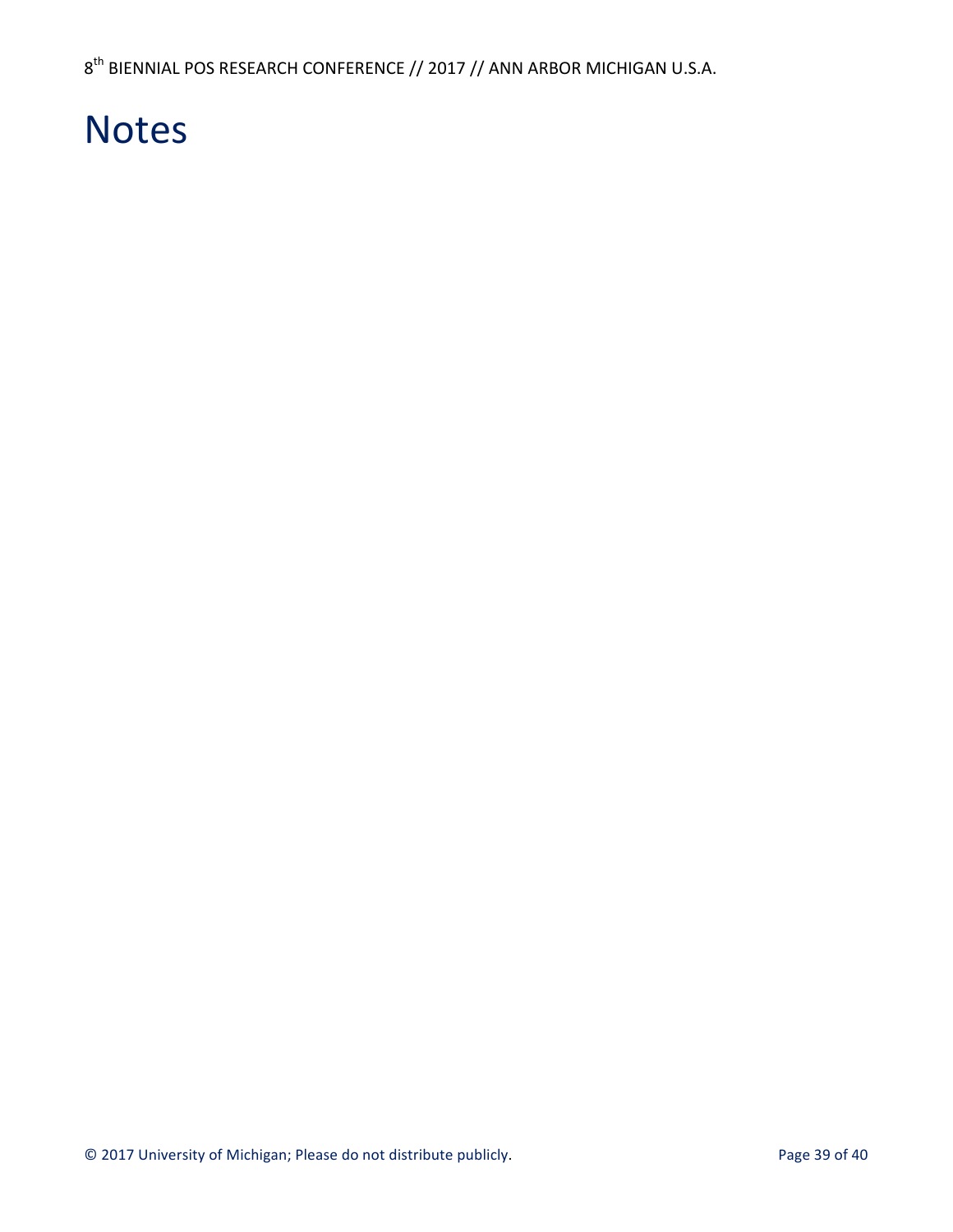# Notes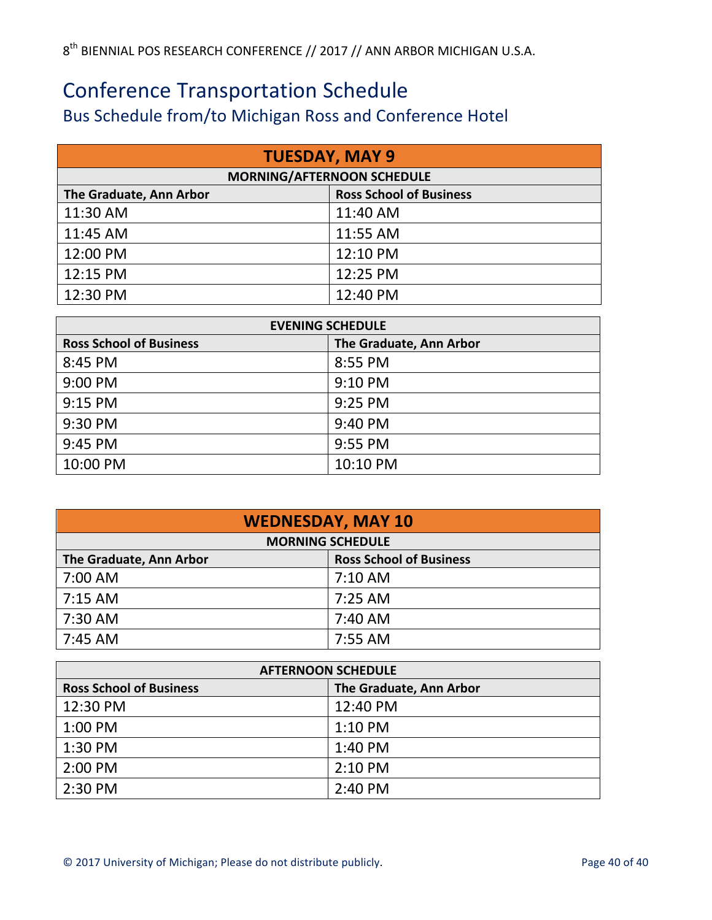# Conference Transportation Schedule

## Bus Schedule from/to Michigan Ross and Conference Hotel

### TUESDAY, MAY 9

| MORNING/AFTERNOON SCHEDULE | |
|---|---|
| **The Graduate, Ann Arbor** | **Ross School of Business** |
| 11:30 AM | 11:40 AM |
| 11:45 AM | 11:55 AM |
| 12:00 PM | 12:10 PM |
| 12:15 PM | 12:25 PM |
| 12:30 PM | 12:40 PM |

| EVENING SCHEDULE | |
|---|---|
| **Ross School of Business** | **The Graduate, Ann Arbor** |
| 8:45 PM | 8:55 PM |
| 9:00 PM | 9:10 PM |
| 9:15 PM | 9:25 PM |
| 9:30 PM | 9:40 PM |
| 9:45 PM | 9:55 PM |
| 10:00 PM | 10:10 PM |

### WEDNESDAY, MAY 10

| MORNING SCHEDULE | |
|---|---|
| **The Graduate, Ann Arbor** | **Ross School of Business** |
| 7:00 AM | 7:10 AM |
| 7:15 AM | 7:25 AM |
| 7:30 AM | 7:40 AM |
| 7:45 AM | 7:55 AM |

| AFTERNOON SCHEDULE | |
|---|---|
| **Ross School of Business** | **The Graduate, Ann Arbor** |
| 12:30 PM | 12:40 PM |
| 1:00 PM | 1:10 PM |
| 1:30 PM | 1:40 PM |
| 2:00 PM | 2:10 PM |
| 2:30 PM | 2:40 PM |